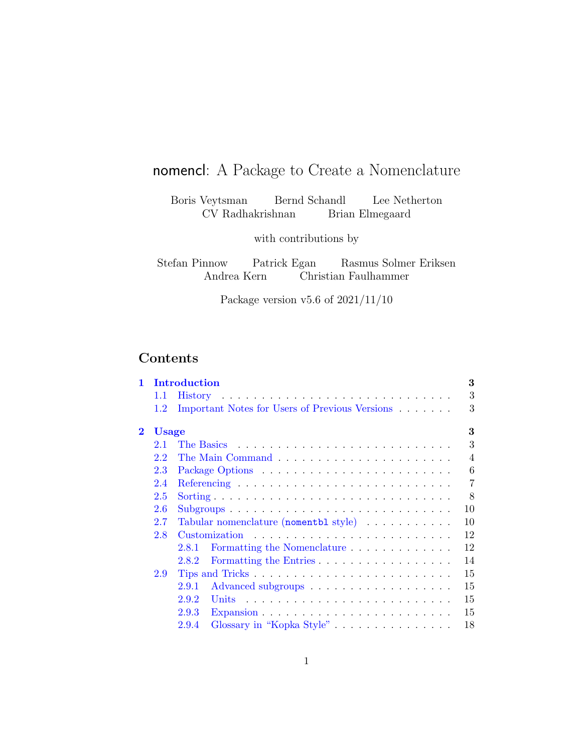# nomencl: A Package to Create a Nomenclature

Boris Veytsman  Bernd Schandl  Lee Netherton
CV Radhakrishnan  Brian Elmegaard

with contributions by

Stefan Pinnow  Patrick Egan  Rasmus Solmer Eriksen
Andrea Kern  Christian Faulhammer

Package version v5.6 of 2021/11/10

## Contents

- **1 Introduction** ... **3**
  - 1.1 History ... 3
  - 1.2 Important Notes for Users of Previous Versions ... 3
- **2 Usage** ... **3**
  - 2.1 The Basics ... 3
  - 2.2 The Main Command ... 4
  - 2.3 Package Options ... 6
  - 2.4 Referencing ... 7
  - 2.5 Sorting ... 8
  - 2.6 Subgroups ... 10
  - 2.7 Tabular nomenclature (`nomentbl` style) ... 10
  - 2.8 Customization ... 12
    - 2.8.1 Formatting the Nomenclature ... 12
    - 2.8.2 Formatting the Entries ... 14
  - 2.9 Tips and Tricks ... 15
    - 2.9.1 Advanced subgroups ... 15
    - 2.9.2 Units ... 15
    - 2.9.3 Expansion ... 15
    - 2.9.4 Glossary in “Kopka Style” ... 18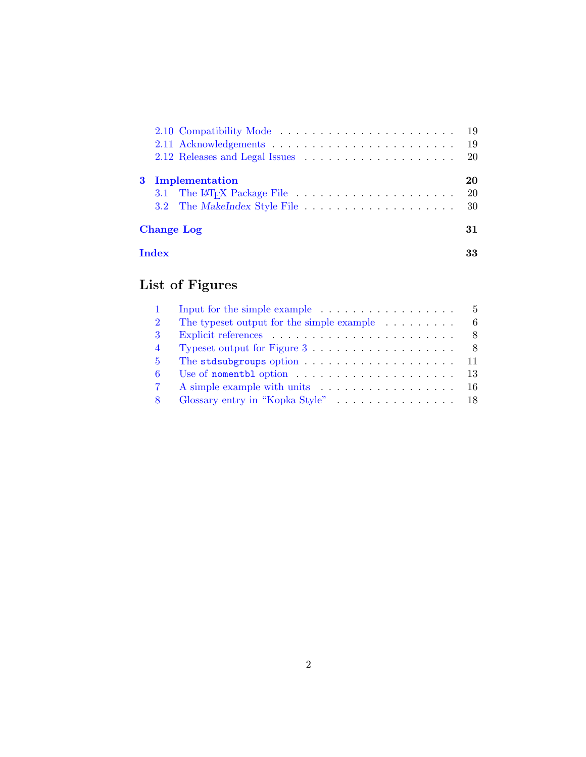- 2.10 Compatibility Mode . . . . . . . . . . 19
- 2.11 Acknowledgements . . . . . . . . . . 19
- 2.12 Releases and Legal Issues . . . . . . . . . . 20

**3 Implementation** **20**

- 3.1 The LaTeX Package File . . . . . . . . . . 20
- 3.2 The *MakeIndex* Style File . . . . . . . . . . 30

**Change Log** **31**

**Index** **33**

## List of Figures

1. Input for the simple example . . . . . . . . . . 5
2. The typeset output for the simple example . . . . . . . . . . 6
3. Explicit references . . . . . . . . . . 8
4. Typeset output for Figure 3 . . . . . . . . . . 8
5. The `stdsubgroups` option . . . . . . . . . . 11
6. Use of `nomentbl` option . . . . . . . . . . 13
7. A simple example with units . . . . . . . . . . 16
8. Glossary entry in "Kopka Style" . . . . . . . . . . 18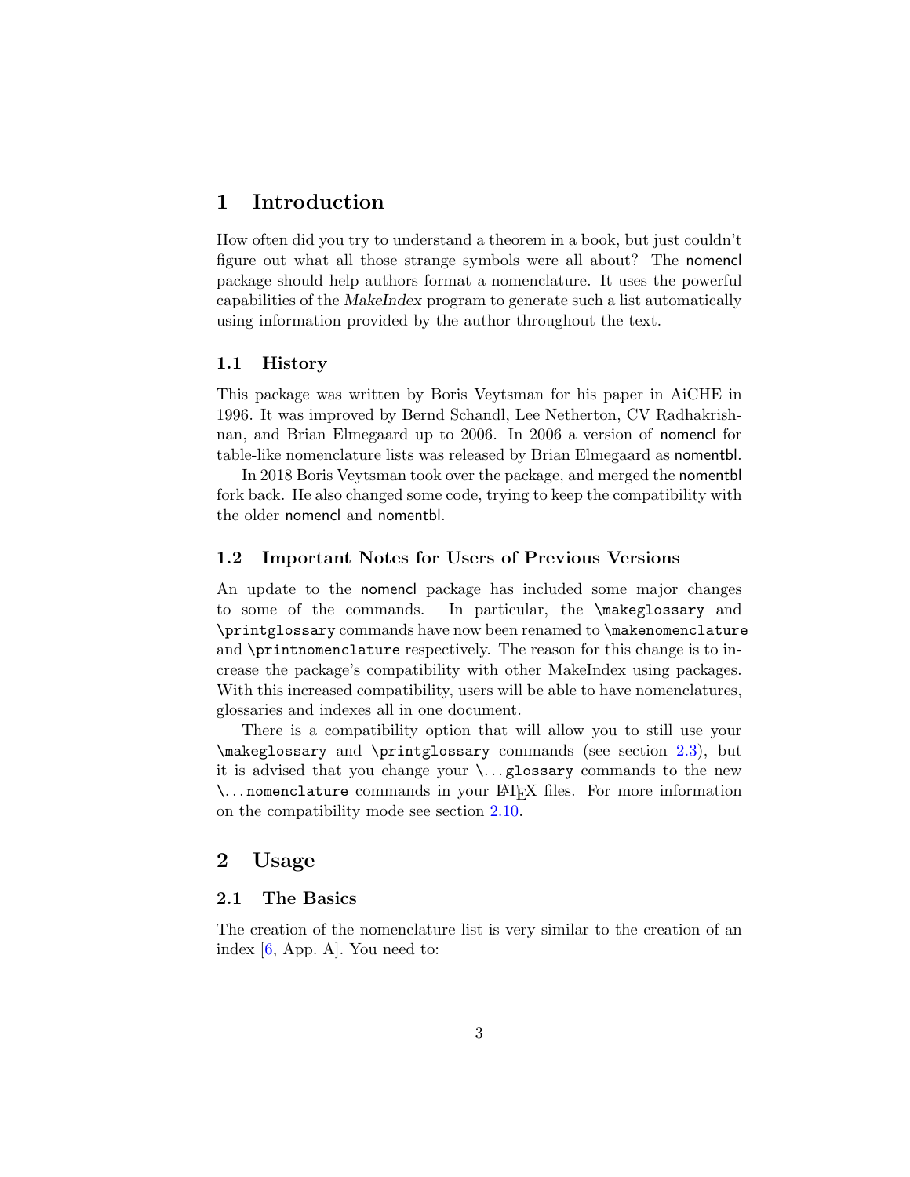# 1 Introduction

How often did you try to understand a theorem in a book, but just couldn't figure out what all those strange symbols were all about? The nomencl package should help authors format a nomenclature. It uses the powerful capabilities of the *MakeIndex* program to generate such a list automatically using information provided by the author throughout the text.

## 1.1 History

This package was written by Boris Veytsman for his paper in AiCHE in 1996. It was improved by Bernd Schandl, Lee Netherton, CV Radhakrishnan, and Brian Elmegaard up to 2006. In 2006 a version of nomencl for table-like nomenclature lists was released by Brian Elmegaard as nomentbl.

In 2018 Boris Veytsman took over the package, and merged the nomentbl fork back. He also changed some code, trying to keep the compatibility with the older nomencl and nomentbl.

## 1.2 Important Notes for Users of Previous Versions

An update to the nomencl package has included some major changes to some of the commands. In particular, the `\makeglossary` and `\printglossary` commands have now been renamed to `\makenomenclature` and `\printnomenclature` respectively. The reason for this change is to increase the package's compatibility with other MakeIndex using packages. With this increased compatibility, users will be able to have nomenclatures, glossaries and indexes all in one document.

There is a compatibility option that will allow you to still use your `\makeglossary` and `\printglossary` commands (see section 2.3), but it is advised that you change your `\...glossary` commands to the new `\...nomenclature` commands in your LaTeX files. For more information on the compatibility mode see section 2.10.

# 2 Usage

## 2.1 The Basics

The creation of the nomenclature list is very similar to the creation of an index [6, App. A]. You need to: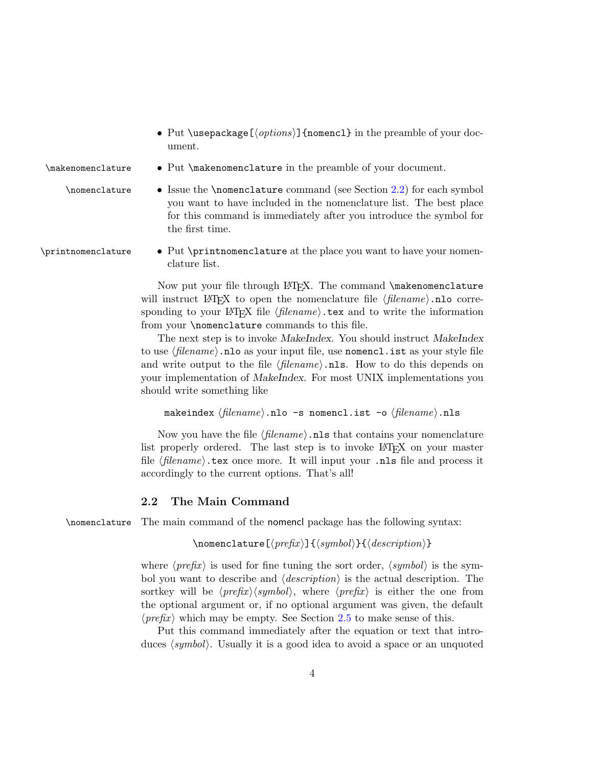- Put `\usepackage[⟨options⟩]{nomencl}` in the preamble of your document.

`\makenomenclature`
- Put `\makenomenclature` in the preamble of your document.

`\nomenclature`
- Issue the `\nomenclature` command (see Section 2.2) for each symbol you want to have included in the nomenclature list. The best place for this command is immediately after you introduce the symbol for the first time.

`\printnomenclature`
- Put `\printnomenclature` at the place you want to have your nomenclature list.

Now put your file through LaTeX. The command `\makenomenclature` will instruct LaTeX to open the nomenclature file ⟨*filename*⟩`.nlo` corresponding to your LaTeX file ⟨*filename*⟩`.tex` and to write the information from your `\nomenclature` commands to this file.

The next step is to invoke *MakeIndex*. You should instruct *MakeIndex* to use ⟨*filename*⟩`.nlo` as your input file, use `nomencl.ist` as your style file and write output to the file ⟨*filename*⟩`.nls`. How to do this depends on your implementation of *MakeIndex*. For most UNIX implementations you should write something like

```
makeindex ⟨filename⟩.nlo -s nomencl.ist -o ⟨filename⟩.nls
```

Now you have the file ⟨*filename*⟩`.nls` that contains your nomenclature list properly ordered. The last step is to invoke LaTeX on your master file ⟨*filename*⟩`.tex` once more. It will input your `.nls` file and process it accordingly to the current options. That's all!

### 2.2 The Main Command

`\nomenclature` The main command of the nomencl package has the following syntax:

```
\nomenclature[⟨prefix⟩]{⟨symbol⟩}{⟨description⟩}
```

where ⟨*prefix*⟩ is used for fine tuning the sort order, ⟨*symbol*⟩ is the symbol you want to describe and ⟨*description*⟩ is the actual description. The sortkey will be ⟨*prefix*⟩⟨*symbol*⟩, where ⟨*prefix*⟩ is either the one from the optional argument or, if no optional argument was given, the default ⟨*prefix*⟩ which may be empty. See Section 2.5 to make sense of this.

Put this command immediately after the equation or text that introduces ⟨*symbol*⟩. Usually it is a good idea to avoid a space or an unquoted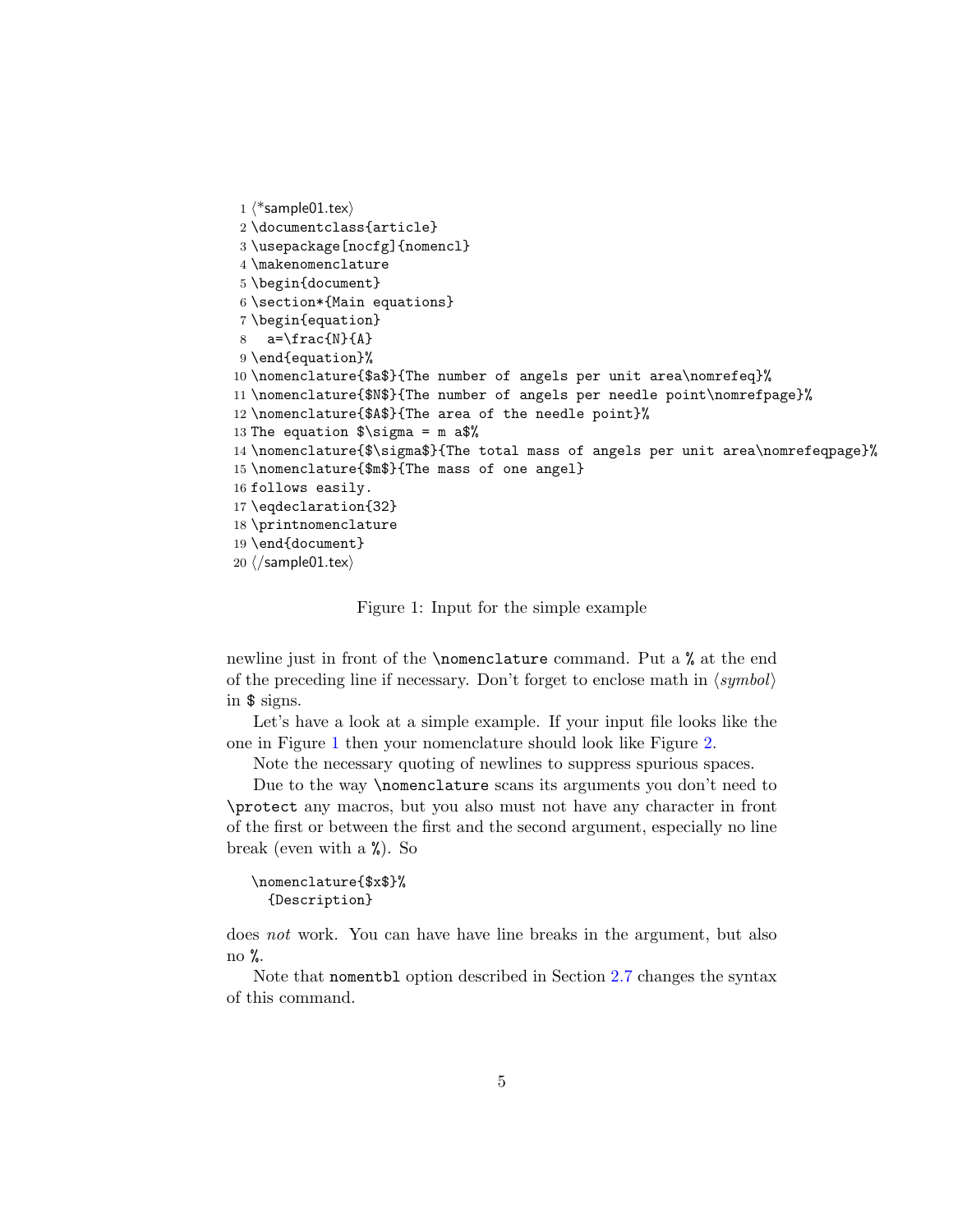```
1 ⟨*sample01.tex⟩
2 \documentclass{article}
3 \usepackage[nocfg]{nomencl}
4 \makenomenclature
5 \begin{document}
6 \section*{Main equations}
7 \begin{equation}
8   a=\frac{N}{A}
9 \end{equation}%
10 \nomenclature{$a$}{The number of angels per unit area\nomrefeq}%
11 \nomenclature{$N$}{The number of angels per needle point\nomrefpage}%
12 \nomenclature{$A$}{The area of the needle point}%
13 The equation $\sigma = m a$%
14 \nomenclature{$\sigma$}{The total mass of angels per unit area\nomrefeqpage}%
15 \nomenclature{$m$}{The mass of one angel}
16 follows easily.
17 \eqdeclaration{32}
18 \printnomenclature
19 \end{document}
20 ⟨/sample01.tex⟩
```

Figure 1: Input for the simple example

newline just in front of the `\nomenclature` command. Put a `%` at the end of the preceding line if necessary. Don't forget to enclose math in ⟨*symbol*⟩ in `$` signs.

Let's have a look at a simple example. If your input file looks like the one in Figure 1 then your nomenclature should look like Figure 2.

Note the necessary quoting of newlines to suppress spurious spaces.

Due to the way `\nomenclature` scans its arguments you don't need to `\protect` any macros, but you also must not have any character in front of the first or between the first and the second argument, especially no line break (even with a `%`). So

```
\nomenclature{$x$}%
  {Description}
```

does *not* work. You can have have line breaks in the argument, but also no `%`.

Note that `nomentbl` option described in Section 2.7 changes the syntax of this command.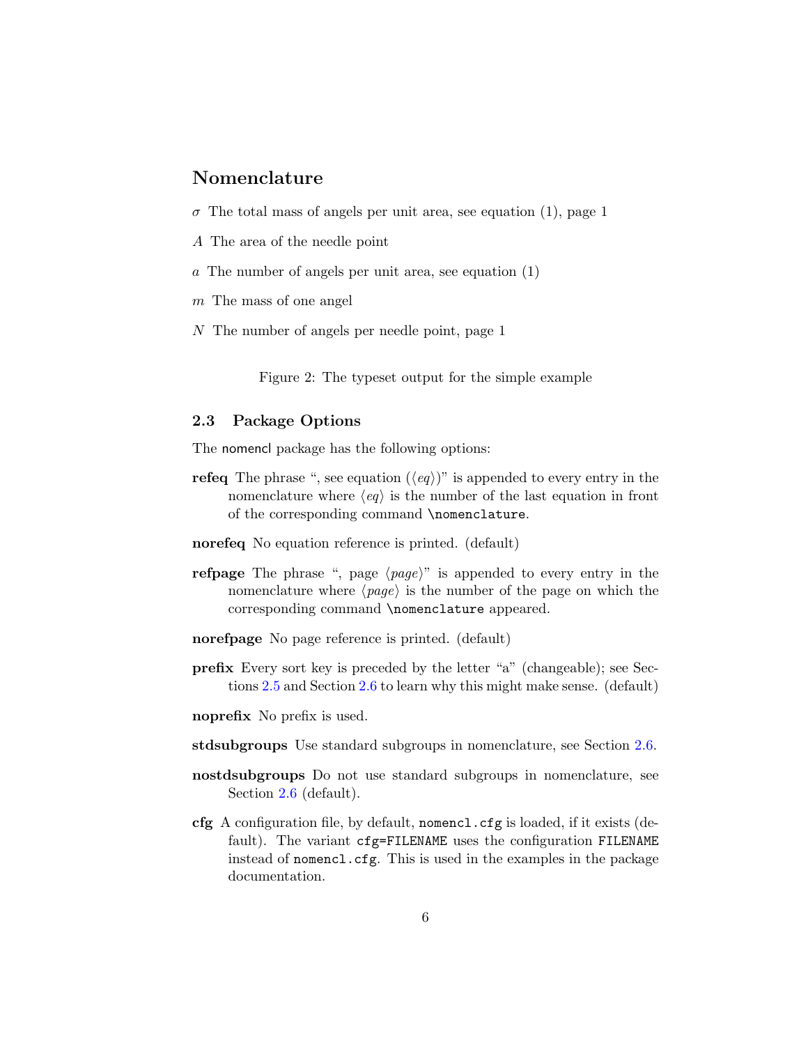## Nomenclature

$\sigma$ The total mass of angels per unit area, see equation (1), page 1

$A$ The area of the needle point

$a$ The number of angels per unit area, see equation (1)

$m$ The mass of one angel

$N$ The number of angels per needle point, page 1

Figure 2: The typeset output for the simple example

### 2.3 Package Options

The nomencl package has the following options:

**refeq** The phrase ", see equation (⟨*eq*⟩)" is appended to every entry in the nomenclature where ⟨*eq*⟩ is the number of the last equation in front of the corresponding command `\nomenclature`.

**norefeq** No equation reference is printed. (default)

**refpage** The phrase ", page ⟨*page*⟩" is appended to every entry in the nomenclature where ⟨*page*⟩ is the number of the page on which the corresponding command `\nomenclature` appeared.

**norefpage** No page reference is printed. (default)

**prefix** Every sort key is preceded by the letter "a" (changeable); see Sections 2.5 and Section 2.6 to learn why this might make sense. (default)

**noprefix** No prefix is used.

**stdsubgroups** Use standard subgroups in nomenclature, see Section 2.6.

**nostdsubgroups** Do not use standard subgroups in nomenclature, see Section 2.6 (default).

**cfg** A configuration file, by default, `nomencl.cfg` is loaded, if it exists (default). The variant `cfg=FILENAME` uses the configuration `FILENAME` instead of `nomencl.cfg`. This is used in the examples in the package documentation.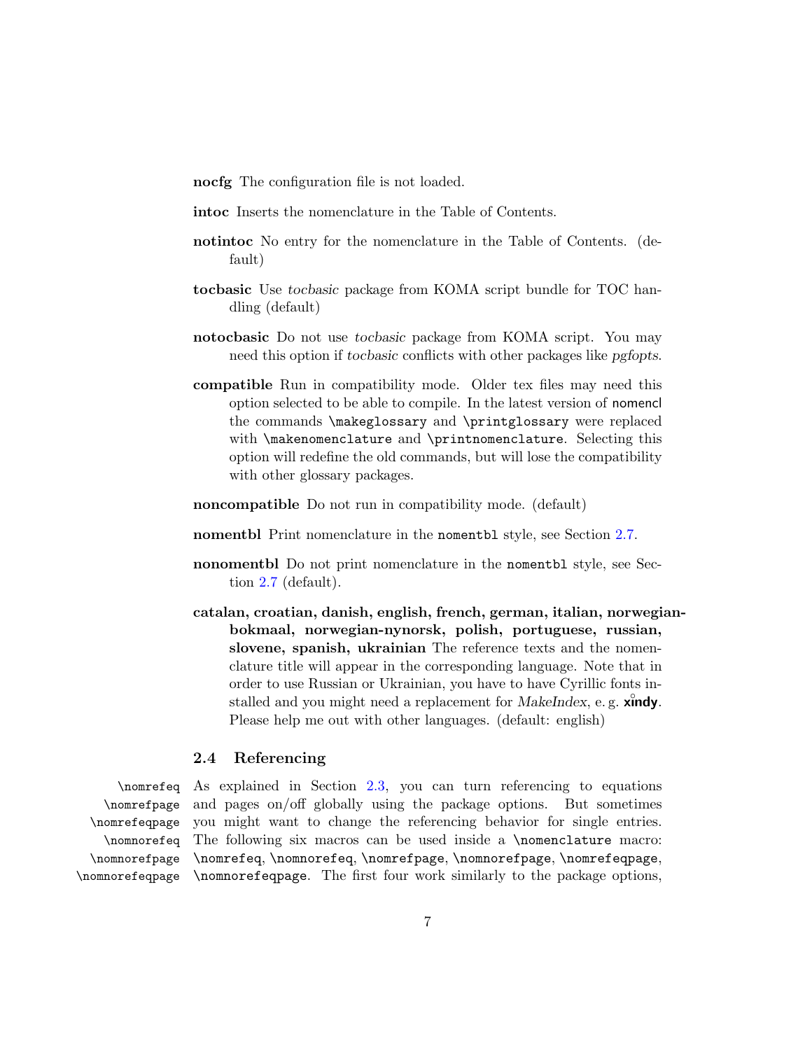**nocfg** The configuration file is not loaded.

**intoc** Inserts the nomenclature in the Table of Contents.

**notintoc** No entry for the nomenclature in the Table of Contents. (default)

**tocbasic** Use *tocbasic* package from KOMA script bundle for TOC handling (default)

**notocbasic** Do not use *tocbasic* package from KOMA script. You may need this option if *tocbasic* conflicts with other packages like *pgfopts*.

**compatible** Run in compatibility mode. Older tex files may need this option selected to be able to compile. In the latest version of nomencl the commands `\makeglossary` and `\printglossary` were replaced with `\makenomenclature` and `\printnomenclature`. Selecting this option will redefine the old commands, but will lose the compatibility with other glossary packages.

**noncompatible** Do not run in compatibility mode. (default)

**nomentbl** Print nomenclature in the `nomentbl` style, see Section 2.7.

**nonomentbl** Do not print nomenclature in the `nomentbl` style, see Section 2.7 (default).

**catalan, croatian, danish, english, french, german, italian, norwegian-bokmaal, norwegian-nynorsk, polish, portuguese, russian, slovene, spanish, ukrainian** The reference texts and the nomenclature title will appear in the corresponding language. Note that in order to use Russian or Ukrainian, you have to have Cyrillic fonts installed and you might need a replacement for *MakeIndex*, e. g. **xindy**. Please help me out with other languages. (default: english)

### 2.4 Referencing

`\nomrefeq`
`\nomrefpage`
`\nomrefeqpage`
`\nomnorefeq`
`\nomnorefpage`
`\nomnorefeqpage`

As explained in Section 2.3, you can turn referencing to equations and pages on/off globally using the package options. But sometimes you might want to change the referencing behavior for single entries. The following six macros can be used inside a `\nomenclature` macro: `\nomrefeq`, `\nomnorefeq`, `\nomrefpage`, `\nomnorefpage`, `\nomrefeqpage`, `\nomnorefeqpage`. The first four work similarly to the package options,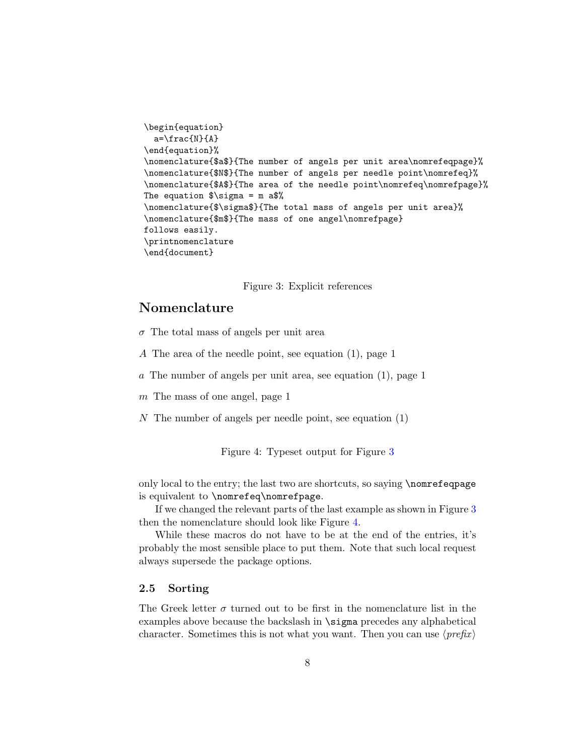```
\begin{equation}
  a=\frac{N}{A}
\end{equation}%
\nomenclature{$a$}{The number of angels per unit area\nomrefeqpage}%
\nomenclature{$N$}{The number of angels per needle point\nomrefeq}%
\nomenclature{$A$}{The area of the needle point\nomrefeq\nomrefpage}%
The equation $\sigma = m a$%
\nomenclature{$\sigma$}{The total mass of angels per unit area}%
\nomenclature{$m$}{The mass of one angel\nomrefpage}
follows easily.
\printnomenclature
\end{document}
```

Figure 3: Explicit references

## Nomenclature

$\sigma$ The total mass of angels per unit area

$A$ The area of the needle point, see equation (1), page 1

$a$ The number of angels per unit area, see equation (1), page 1

$m$ The mass of one angel, page 1

$N$ The number of angels per needle point, see equation (1)

Figure 4: Typeset output for Figure 3

only local to the entry; the last two are shortcuts, so saying `\nomrefeqpage` is equivalent to `\nomrefeq\nomrefpage`.

If we changed the relevant parts of the last example as shown in Figure 3 then the nomenclature should look like Figure 4.

While these macros do not have to be at the end of the entries, it's probably the most sensible place to put them. Note that such local request always supersede the package options.

### 2.5 Sorting

The Greek letter $\sigma$ turned out to be first in the nomenclature list in the examples above because the backslash in `\sigma` precedes any alphabetical character. Sometimes this is not what you want. Then you can use ⟨*prefix*⟩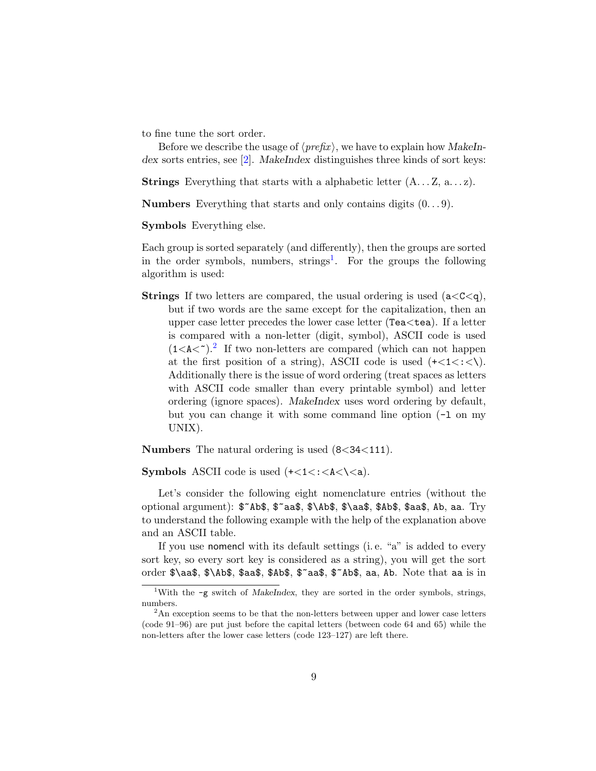to fine tune the sort order.

Before we describe the usage of ⟨*prefix*⟩, we have to explain how *MakeIndex* sorts entries, see [2]. *MakeIndex* distinguishes three kinds of sort keys:

**Strings** Everything that starts with a alphabetic letter (A. . . Z, a. . . z).

**Numbers** Everything that starts and only contains digits (0. . . 9).

**Symbols** Everything else.

Each group is sorted separately (and differently), then the groups are sorted in the order symbols, numbers, strings[1]. For the groups the following algorithm is used:

**Strings** If two letters are compared, the usual ordering is used (`a`<`C`<`q`), but if two words are the same except for the capitalization, then an upper case letter precedes the lower case letter (`Tea`<`tea`). If a letter is compared with a non-letter (digit, symbol), ASCII code is used (`1`<`A`<`~`).[2] If two non-letters are compared (which can not happen at the first position of a string), ASCII code is used (`+`<`1`<`:`<`\`). Additionally there is the issue of word ordering (treat spaces as letters with ASCII code smaller than every printable symbol) and letter ordering (ignore spaces). *MakeIndex* uses word ordering by default, but you can change it with some command line option (`-l` on my UNIX).

**Numbers** The natural ordering is used (`8`<`34`<`111`).

**Symbols** ASCII code is used (`+`<`1`<`:`<`A`<`\`<`a`).

Let's consider the following eight nomenclature entries (without the optional argument): `$~Ab$`, `$~aa$`, `$\Ab$`, `$\aa$`, `$Ab$`, `$aa$`, `Ab`, `aa`. Try to understand the following example with the help of the explanation above and an ASCII table.

If you use nomencl with its default settings (i. e. "a" is added to every sort key, so every sort key is considered as a string), you will get the sort order `$\aa$`, `$\Ab$`, `$aa$`, `$Ab$`, `$~aa$`, `$~Ab$`, `aa`, `Ab`. Note that `aa` is in

---

[1] With the `-g` switch of *MakeIndex*, they are sorted in the order symbols, strings, numbers.

[2] An exception seems to be that the non-letters between upper and lower case letters (code 91–96) are put just before the capital letters (between code 64 and 65) while the non-letters after the lower case letters (code 123–127) are left there.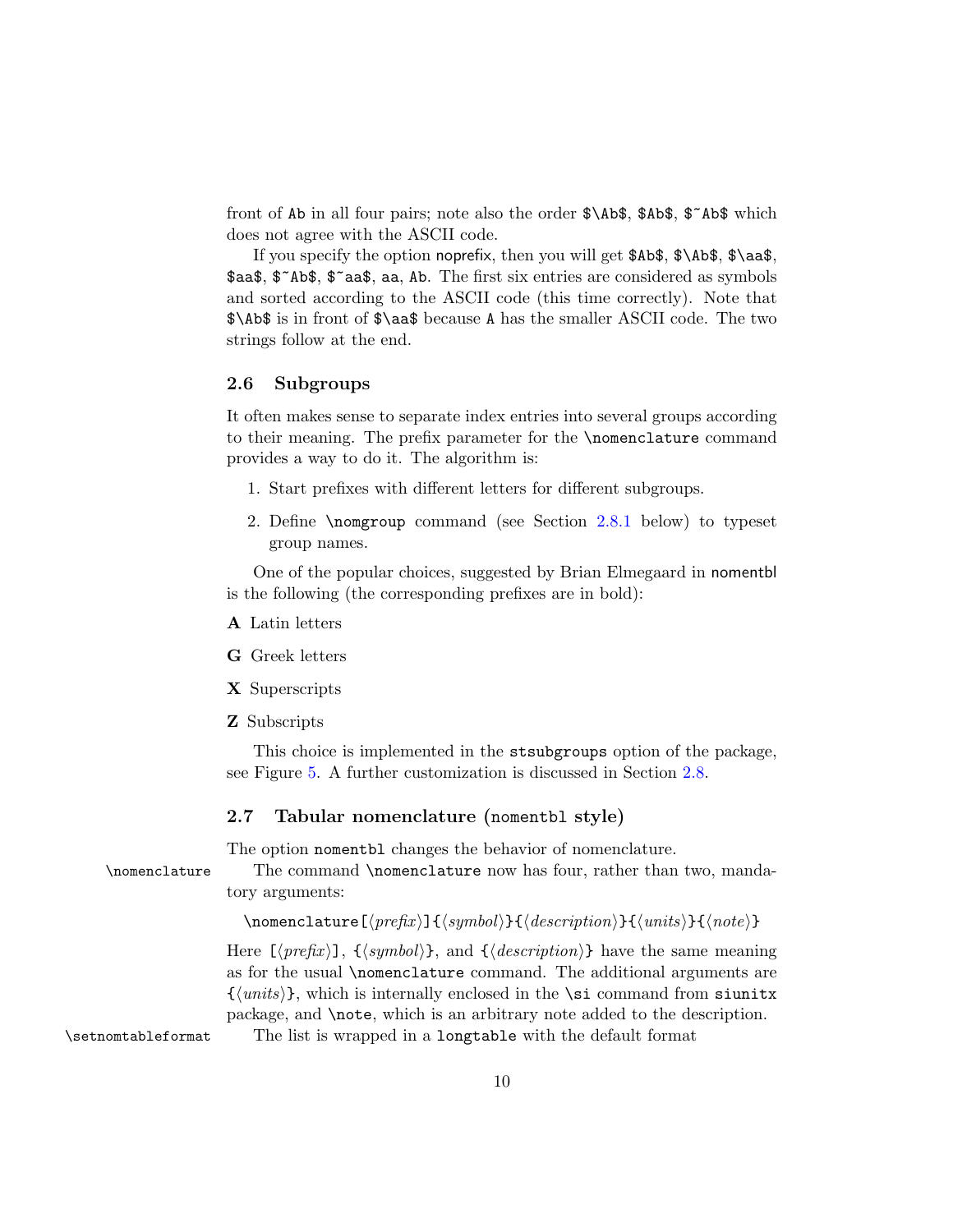front of `Ab` in all four pairs; note also the order `$\Ab$`, `$Ab$`, `$~Ab$` which does not agree with the ASCII code.

If you specify the option noprefix, then you will get `$Ab$`, `$\Ab$`, `$\aa$`, `$aa$`, `$~Ab$`, `$~aa$`, `aa`, `Ab`. The first six entries are considered as symbols and sorted according to the ASCII code (this time correctly). Note that `$\Ab$` is in front of `$\aa$` because `A` has the smaller ASCII code. The two strings follow at the end.

### 2.6 Subgroups

It often makes sense to separate index entries into several groups according to their meaning. The prefix parameter for the `\nomenclature` command provides a way to do it. The algorithm is:

1. Start prefixes with different letters for different subgroups.
2. Define `\nomgroup` command (see Section 2.8.1 below) to typeset group names.

One of the popular choices, suggested by Brian Elmegaard in nomentbl is the following (the corresponding prefixes are in bold):

**A** Latin letters

**G** Greek letters

**X** Superscripts

**Z** Subscripts

This choice is implemented in the `stsubgroups` option of the package, see Figure 5. A further customization is discussed in Section 2.8.

### 2.7 Tabular nomenclature (`nomentbl` style)

The option `nomentbl` changes the behavior of nomenclature.

`\nomenclature` The command `\nomenclature` now has four, rather than two, mandatory arguments:

`\nomenclature[`⟨*prefix*⟩`]{`⟨*symbol*⟩`}{`⟨*description*⟩`}{`⟨*units*⟩`}{`⟨*note*⟩`}`

Here `[`⟨*prefix*⟩`]`, `{`⟨*symbol*⟩`}`, and `{`⟨*description*⟩`}` have the same meaning as for the usual `\nomenclature` command. The additional arguments are `{`⟨*units*⟩`}`, which is internally enclosed in the `\si` command from `siunitx` package, and `\note`, which is an arbitrary note added to the description.

`\setnomtableformat` The list is wrapped in a `longtable` with the default format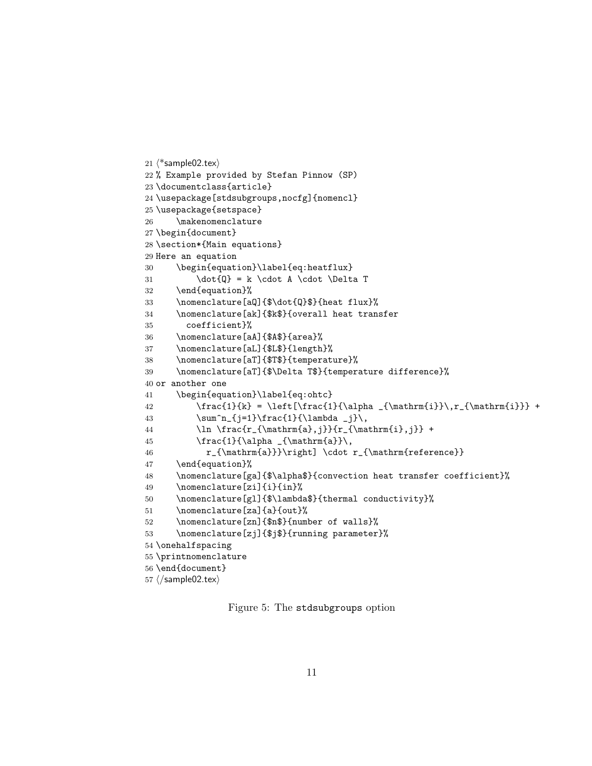```
21 ⟨*sample02.tex⟩
22 % Example provided by Stefan Pinnow (SP)
23 \documentclass{article}
24 \usepackage[stdsubgroups,nocfg]{nomencl}
25 \usepackage{setspace}
26     \makenomenclature
27 \begin{document}
28 \section*{Main equations}
29 Here an equation
30     \begin{equation}\label{eq:heatflux}
31         \dot{Q} = k \cdot A \cdot \Delta T
32     \end{equation}%
33     \nomenclature[aQ]{$\dot{Q}$}{heat flux}%
34     \nomenclature[ak]{$k$}{overall heat transfer
35       coefficient}%
36     \nomenclature[aA]{$A$}{area}%
37     \nomenclature[aL]{$L$}{length}%
38     \nomenclature[aT]{$T$}{temperature}%
39     \nomenclature[aT]{$\Delta T$}{temperature difference}%
40 or another one
41     \begin{equation}\label{eq:ohtc}
42         \frac{1}{k} = \left[\frac{1}{\alpha _{\mathrm{i}}\,r_{\mathrm{i}}} +
43         \sum^n_{j=1}\frac{1}{\lambda _j}\,
44         \ln \frac{r_{\mathrm{a},j}}{r_{\mathrm{i},j}} +
45         \frac{1}{\alpha _{\mathrm{a}}\,
46           r_{\mathrm{a}}}\right] \cdot r_{\mathrm{reference}}
47     \end{equation}%
48     \nomenclature[ga]{$\alpha$}{convection heat transfer coefficient}%
49     \nomenclature[zi]{i}{in}%
50     \nomenclature[gl]{$\lambda$}{thermal conductivity}%
51     \nomenclature[za]{a}{out}%
52     \nomenclature[zn]{$n$}{number of walls}%
53     \nomenclature[zj]{$j$}{running parameter}%
54 \onehalfspacing
55 \printnomenclature
56 \end{document}
57 ⟨/sample02.tex⟩
```

Figure 5: The stdsubgroups option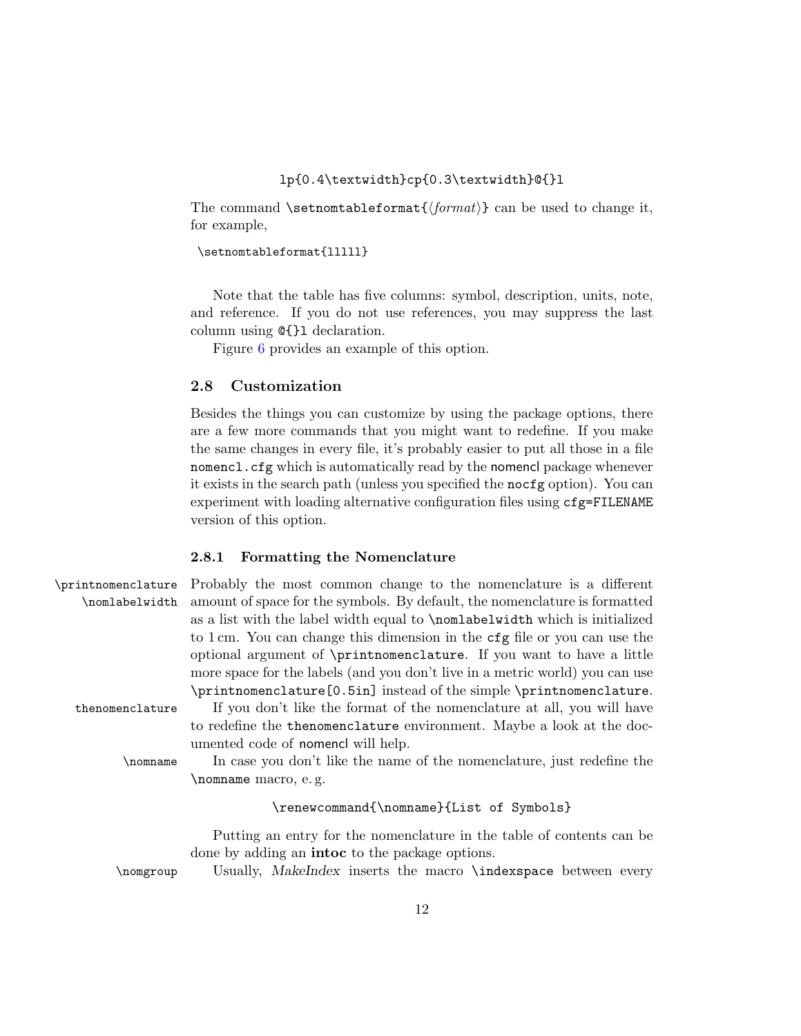```
lp{0.4\textwidth}cp{0.3\textwidth}@{}l
```

The command `\setnomtableformat{⟨format⟩}` can be used to change it, for example,

```
\setnomtableformat{lllll}
```

Note that the table has five columns: symbol, description, units, note, and reference. If you do not use references, you may suppress the last column using `@{}l` declaration.

Figure 6 provides an example of this option.

### 2.8 Customization

Besides the things you can customize by using the package options, there are a few more commands that you might want to redefine. If you make the same changes in every file, it's probably easier to put all those in a file `nomencl.cfg` which is automatically read by the nomencl package whenever it exists in the search path (unless you specified the `nocfg` option). You can experiment with loading alternative configuration files using `cfg=FILENAME` version of this option.

#### 2.8.1 Formatting the Nomenclature

`\printnomenclature` `\nomlabelwidth` Probably the most common change to the nomenclature is a different amount of space for the symbols. By default, the nomenclature is formatted as a list with the label width equal to `\nomlabelwidth` which is initialized to 1 cm. You can change this dimension in the `cfg` file or you can use the optional argument of `\printnomenclature`. If you want to have a little more space for the labels (and you don't live in a metric world) you can use `\printnomenclature[0.5in]` instead of the simple `\printnomenclature`.

`thenomenclature` If you don't like the format of the nomenclature at all, you will have to redefine the `thenomenclature` environment. Maybe a look at the documented code of nomencl will help.

`\nomname` In case you don't like the name of the nomenclature, just redefine the `\nomname` macro, e. g.

```
\renewcommand{\nomname}{List of Symbols}
```

Putting an entry for the nomenclature in the table of contents can be done by adding an **intoc** to the package options.

`\nomgroup` Usually, *MakeIndex* inserts the macro `\indexspace` between every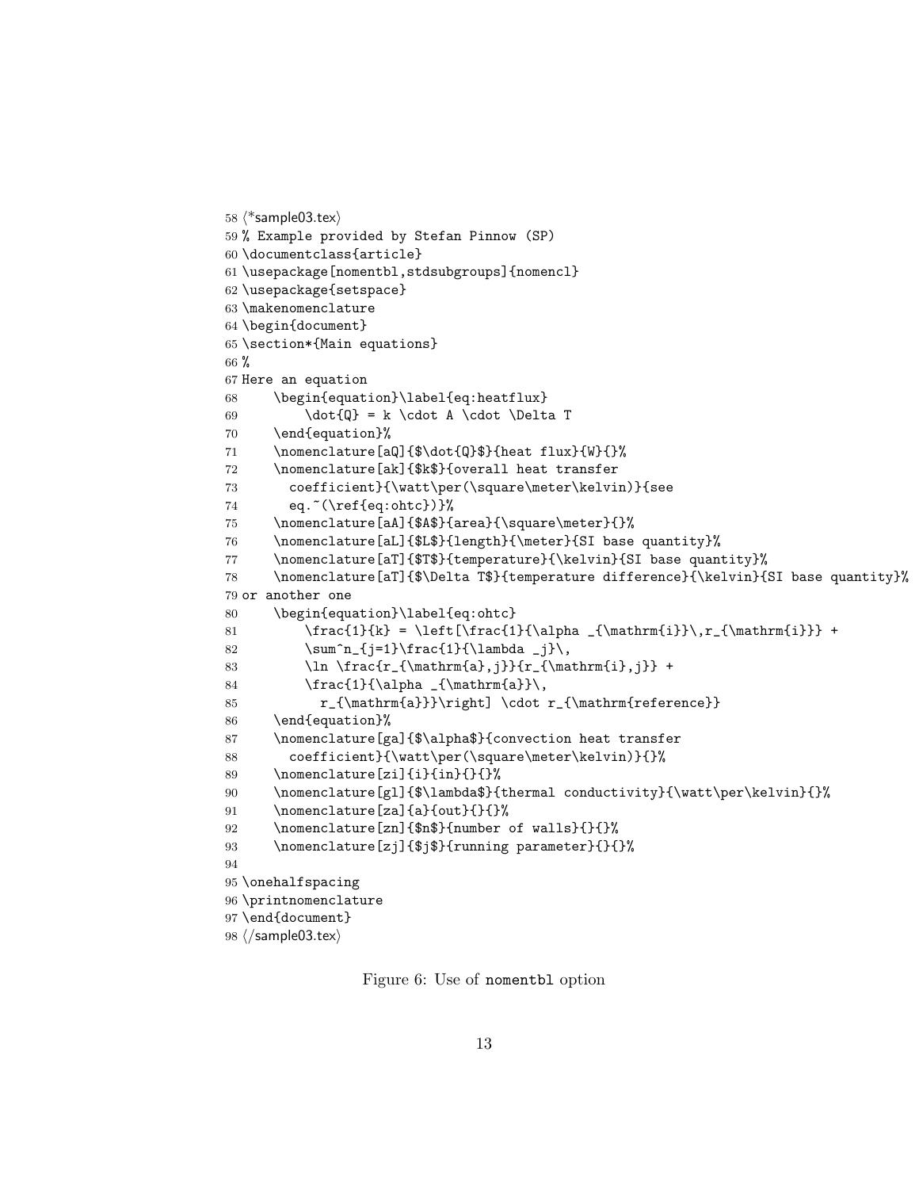```
58 ⟨*sample03.tex⟩
59 % Example provided by Stefan Pinnow (SP)
60 \documentclass{article}
61 \usepackage[nomentbl,stdsubgroups]{nomencl}
62 \usepackage{setspace}
63 \makenomenclature
64 \begin{document}
65 \section*{Main equations}
66 %
67 Here an equation
68     \begin{equation}\label{eq:heatflux}
69         \dot{Q} = k \cdot A \cdot \Delta T
70     \end{equation}%
71     \nomenclature[aQ]{$\dot{Q}$}{heat flux}{W}{}%
72     \nomenclature[ak]{$k$}{overall heat transfer
73       coefficient}{\watt\per(\square\meter\kelvin)}{see
74       eq.~(\ref{eq:ohtc})}%
75     \nomenclature[aA]{$A$}{area}{\square\meter}{}%
76     \nomenclature[aL]{$L$}{length}{\meter}{SI base quantity}%
77     \nomenclature[aT]{$T$}{temperature}{\kelvin}{SI base quantity}%
78     \nomenclature[aT]{$\Delta T$}{temperature difference}{\kelvin}{SI base quantity}%
79 or another one
80     \begin{equation}\label{eq:ohtc}
81         \frac{1}{k} = \left[\frac{1}{\alpha _{\mathrm{i}}\,r_{\mathrm{i}}} +
82         \sum^n_{j=1}\frac{1}{\lambda _j}\,
83         \ln \frac{r_{\mathrm{a},j}}{r_{\mathrm{i},j}} +
84         \frac{1}{\alpha _{\mathrm{a}}\,
85           r_{\mathrm{a}}}\right] \cdot r_{\mathrm{reference}}
86     \end{equation}%
87     \nomenclature[ga]{$\alpha$}{convection heat transfer
88       coefficient}{\watt\per(\square\meter\kelvin)}{}%
89     \nomenclature[zi]{i}{in}{}{}%
90     \nomenclature[gl]{$\lambda$}{thermal conductivity}{\watt\per\kelvin}{}%
91     \nomenclature[za]{a}{out}{}{}%
92     \nomenclature[zn]{$n$}{number of walls}{}{}%
93     \nomenclature[zj]{$j$}{running parameter}{}{}%
94
95 \onehalfspacing
96 \printnomenclature
97 \end{document}
98 ⟨/sample03.tex⟩
```

Figure 6: Use of nomentbl option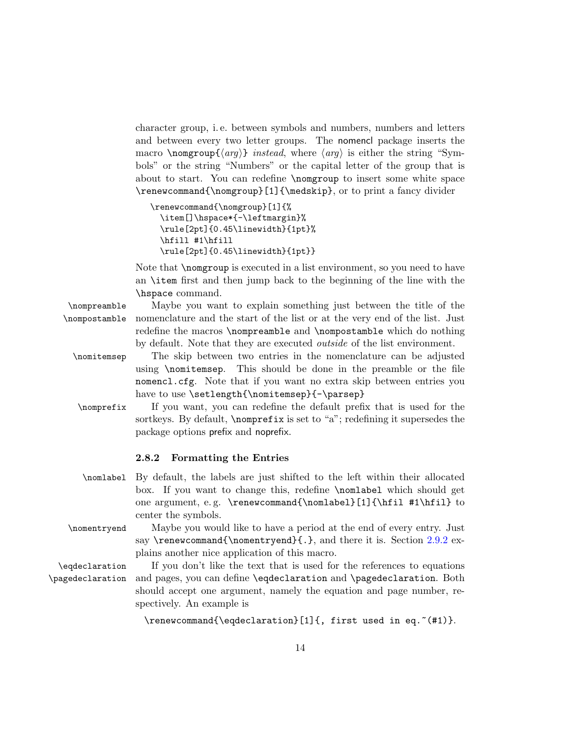character group, i. e. between symbols and numbers, numbers and letters and between every two letter groups. The nomencl package inserts the macro `\nomgroup{⟨arg⟩}` *instead*, where ⟨*arg*⟩ is either the string "Symbols" or the string "Numbers" or the capital letter of the group that is about to start. You can redefine `\nomgroup` to insert some white space `\renewcommand{\nomgroup}[1]{\medskip}`, or to print a fancy divider

```
\renewcommand{\nomgroup}[1]{%
  \item[]\hspace*{-\leftmargin}%
  \rule[2pt]{0.45\linewidth}{1pt}%
  \hfill #1\hfill
  \rule[2pt]{0.45\linewidth}{1pt}}
```

Note that `\nomgroup` is executed in a list environment, so you need to have an `\item` first and then jump back to the beginning of the line with the `\hspace` command.

`\nompreamble` `\nompostamble` Maybe you want to explain something just between the title of the nomenclature and the start of the list or at the very end of the list. Just redefine the macros `\nompreamble` and `\nompostamble` which do nothing by default. Note that they are executed *outside* of the list environment.

`\nomitemsep` The skip between two entries in the nomenclature can be adjusted using `\nomitemsep`. This should be done in the preamble or the file `nomencl.cfg`. Note that if you want no extra skip between entries you have to use `\setlength{\nomitemsep}{-\parsep}`

`\nomprefix` If you want, you can redefine the default prefix that is used for the sortkeys. By default, `\nomprefix` is set to "a"; redefining it supersedes the package options prefix and noprefix.

### 2.8.2 Formatting the Entries

`\nomlabel` By default, the labels are just shifted to the left within their allocated box. If you want to change this, redefine `\nomlabel` which should get one argument, e. g. `\renewcommand{\nomlabel}[1]{\hfil #1\hfil}` to center the symbols.

`\nomentryend` Maybe you would like to have a period at the end of every entry. Just say `\renewcommand{\nomentryend}{.}`, and there it is. Section 2.9.2 explains another nice application of this macro.

`\eqdeclaration` `\pagedeclaration` If you don't like the text that is used for the references to equations and pages, you can define `\eqdeclaration` and `\pagedeclaration`. Both should accept one argument, namely the equation and page number, respectively. An example is

```
\renewcommand{\eqdeclaration}[1]{, first used in eq.~(#1)}.
```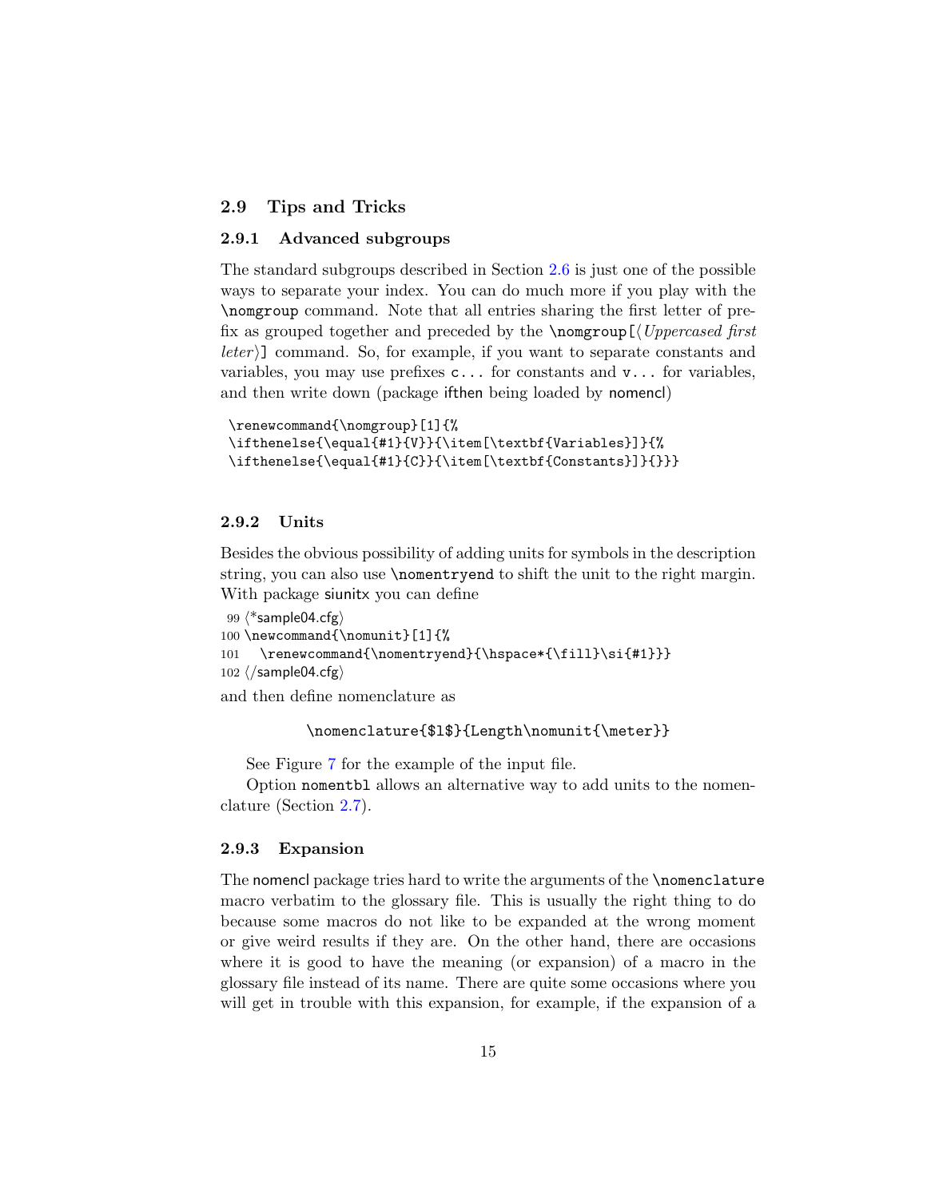## 2.9 Tips and Tricks

### 2.9.1 Advanced subgroups

The standard subgroups described in Section 2.6 is just one of the possible ways to separate your index. You can do much more if you play with the `\nomgroup` command. Note that all entries sharing the first letter of prefix as grouped together and preceded by the `\nomgroup[`⟨*Uppercased first leter*⟩`]` command. So, for example, if you want to separate constants and variables, you may use prefixes `c...` for constants and `v...` for variables, and then write down (package ifthen being loaded by nomencl)

```
\renewcommand{\nomgroup}[1]{%
\ifthenelse{\equal{#1}{V}}{\item[\textbf{Variables}]}{%
\ifthenelse{\equal{#1}{C}}{\item[\textbf{Constants}]}{}}}
```

### 2.9.2 Units

Besides the obvious possibility of adding units for symbols in the description string, you can also use `\nomentryend` to shift the unit to the right margin. With package siunitx you can define

```
99 ⟨*sample04.cfg⟩
100 \newcommand{\nomunit}[1]{%
101   \renewcommand{\nomentryend}{\hspace*{\fill}\si{#1}}}
102 ⟨/sample04.cfg⟩
```

and then define nomenclature as

```
\nomenclature{$l$}{Length\nomunit{\meter}}
```

See Figure 7 for the example of the input file.

Option `nomentbl` allows an alternative way to add units to the nomenclature (Section 2.7).

### 2.9.3 Expansion

The nomencl package tries hard to write the arguments of the `\nomenclature` macro verbatim to the glossary file. This is usually the right thing to do because some macros do not like to be expanded at the wrong moment or give weird results if they are. On the other hand, there are occasions where it is good to have the meaning (or expansion) of a macro in the glossary file instead of its name. There are quite some occasions where you will get in trouble with this expansion, for example, if the expansion of a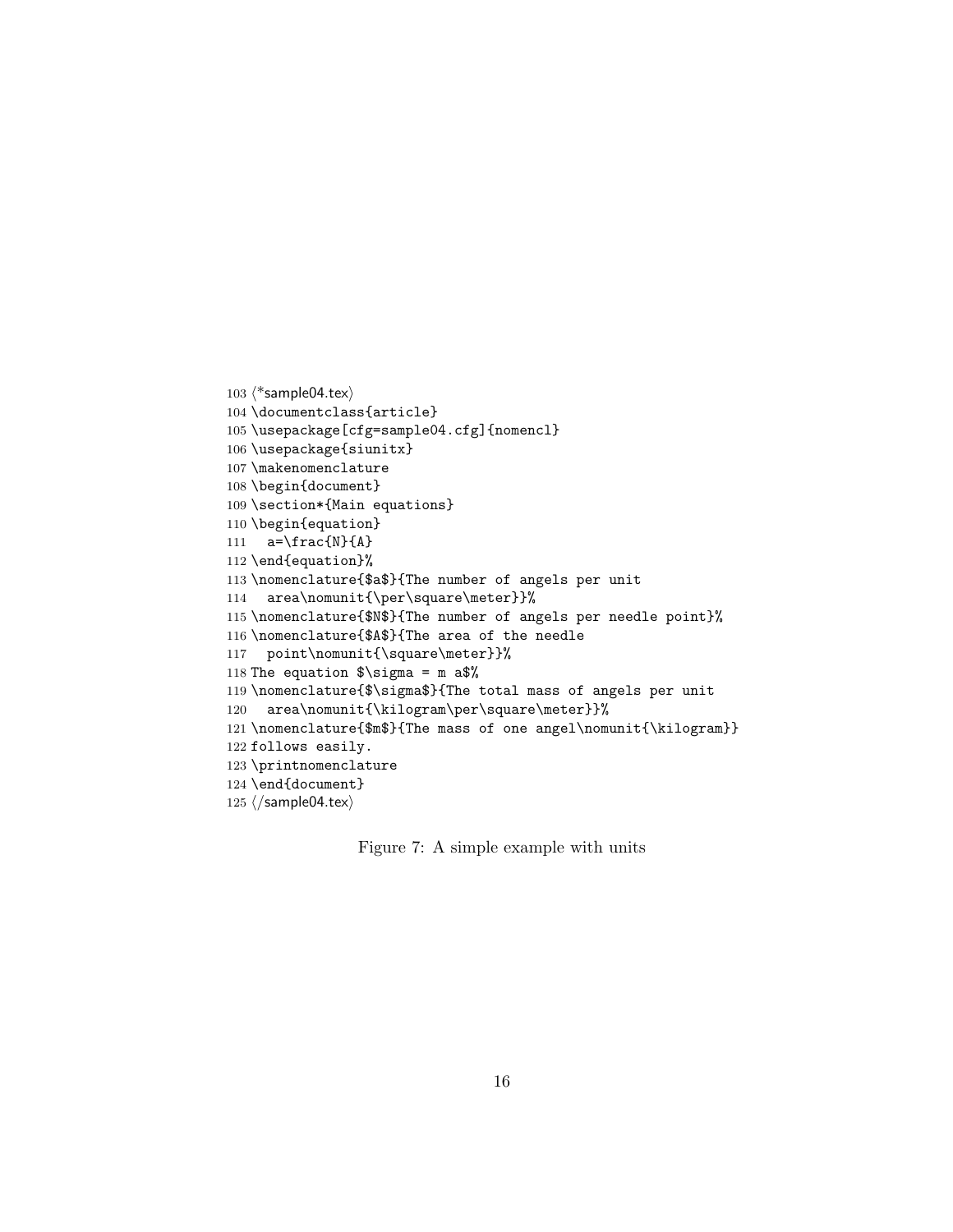```
103 ⟨*sample04.tex⟩
104 \documentclass{article}
105 \usepackage[cfg=sample04.cfg]{nomencl}
106 \usepackage{siunitx}
107 \makenomenclature
108 \begin{document}
109 \section*{Main equations}
110 \begin{equation}
111   a=\frac{N}{A}
112 \end{equation}%
113 \nomenclature{$a$}{The number of angels per unit
114   area\nomunit{\per\square\meter}}%
115 \nomenclature{$N$}{The number of angels per needle point}%
116 \nomenclature{$A$}{The area of the needle
117   point\nomunit{\square\meter}}%
118 The equation $\sigma = m a$%
119 \nomenclature{$\sigma$}{The total mass of angels per unit
120   area\nomunit{\kilogram\per\square\meter}}%
121 \nomenclature{$m$}{The mass of one angel\nomunit{\kilogram}}
122 follows easily.
123 \printnomenclature
124 \end{document}
125 ⟨/sample04.tex⟩
```

Figure 7: A simple example with units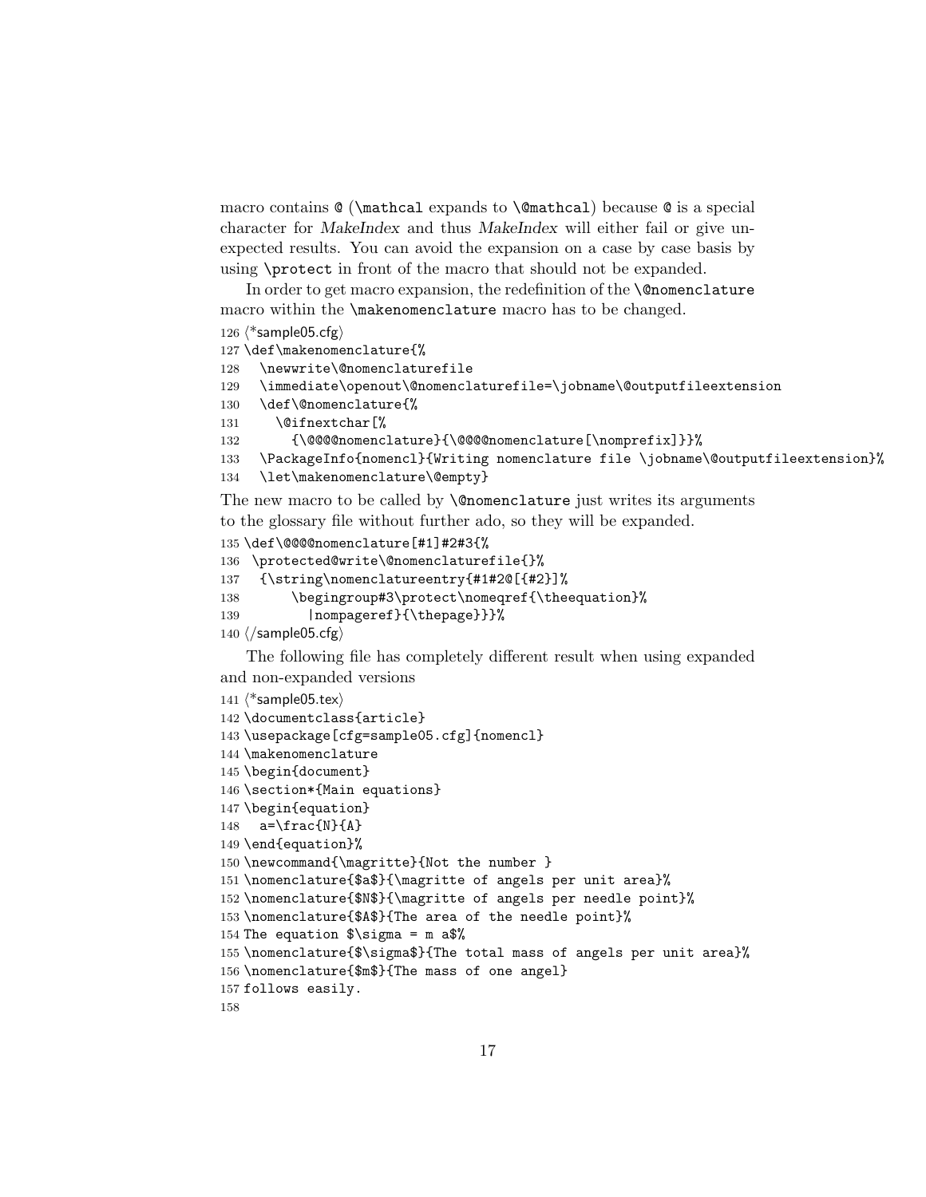macro contains `@` (`\mathcal` expands to `\@mathcal`) because `@` is a special character for *MakeIndex* and thus *MakeIndex* will either fail or give unexpected results. You can avoid the expansion on a case by case basis by using `\protect` in front of the macro that should not be expanded.

In order to get macro expansion, the redefinition of the `\@nomenclature` macro within the `\makenomenclature` macro has to be changed.

```
126 ⟨*sample05.cfg⟩
127 \def\makenomenclature{%
128   \newwrite\@nomenclaturefile
129   \immediate\openout\@nomenclaturefile=\jobname\@outputfileextension
130   \def\@nomenclature{%
131     \@ifnextchar[%
132       {\@@@@nomenclature}{\@@@@nomenclature[\nomprefix]}}%
133   \PackageInfo{nomencl}{Writing nomenclature file \jobname\@outputfileextension}%
134   \let\makenomenclature\@empty}
```

The new macro to be called by `\@nomenclature` just writes its arguments to the glossary file without further ado, so they will be expanded.

```
135 \def\@@@@nomenclature[#1]#2#3{%
136  \protected@write\@nomenclaturefile{}%
137   {\string\nomenclatureentry{#1#2@[{#2}]%
138       \begingroup#3\protect\nomeqref{\theequation}%
139         |nompageref}{\thepage}}}%
140 ⟨/sample05.cfg⟩
```

The following file has completely different result when using expanded and non-expanded versions

```
141 ⟨*sample05.tex⟩
142 \documentclass{article}
143 \usepackage[cfg=sample05.cfg]{nomencl}
144 \makenomenclature
145 \begin{document}
146 \section*{Main equations}
147 \begin{equation}
148   a=\frac{N}{A}
149 \end{equation}%
150 \newcommand{\magritte}{Not the number }
151 \nomenclature{$a$}{\magritte of angels per unit area}%
152 \nomenclature{$N$}{\magritte of angels per needle point}%
153 \nomenclature{$A$}{The area of the needle point}%
154 The equation $\sigma = m a$%
155 \nomenclature{$\sigma$}{The total mass of angels per unit area}%
156 \nomenclature{$m$}{The mass of one angel}
157 follows easily.
158
```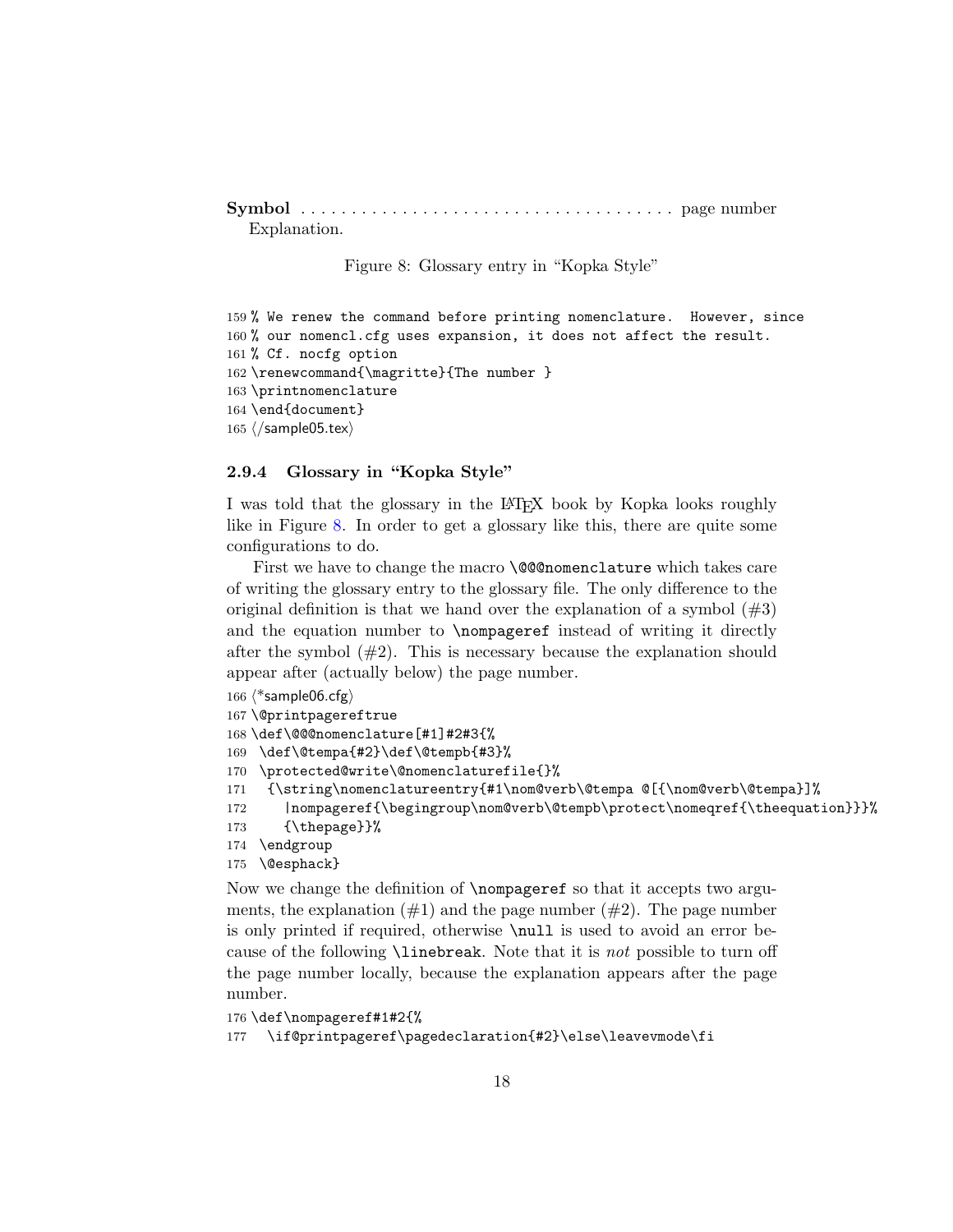**Symbol** . . . . . . . . . . . . . . . . . . . . . . . . . . . . . . . . . . . . page number
Explanation.

Figure 8: Glossary entry in "Kopka Style"

```
159 % We renew the command before printing nomenclature.  However, since
160 % our nomencl.cfg uses expansion, it does not affect the result.
161 % Cf. nocfg option
162 \renewcommand{\magritte}{The number }
163 \printnomenclature
164 \end{document}
165 ⟨/sample05.tex⟩
```

### 2.9.4 Glossary in "Kopka Style"

I was told that the glossary in the LaTeX book by Kopka looks roughly like in Figure 8. In order to get a glossary like this, there are quite some configurations to do.

First we have to change the macro `\@@@nomenclature` which takes care of writing the glossary entry to the glossary file. The only difference to the original definition is that we hand over the explanation of a symbol (#3) and the equation number to `\nompageref` instead of writing it directly after the symbol (#2). This is necessary because the explanation should appear after (actually below) the page number.

```
166 ⟨*sample06.cfg⟩
167 \@printpagereftrue
168 \def\@@@nomenclature[#1]#2#3{%
169  \def\@tempa{#2}\def\@tempb{#3}%
170  \protected@write\@nomenclaturefile{}%
171   {\string\nomenclatureentry{#1\nom@verb\@tempa @[{\nom@verb\@tempa}]%
172     |nompageref{\begingroup\nom@verb\@tempb\protect\nomeqref{\theequation}}}%
173     {\thepage}}%
174  \endgroup
175  \@esphack}
```

Now we change the definition of `\nompageref` so that it accepts two arguments, the explanation (#1) and the page number (#2). The page number is only printed if required, otherwise `\null` is used to avoid an error because of the following `\linebreak`. Note that it is *not* possible to turn off the page number locally, because the explanation appears after the page number.

```
176 \def\nompageref#1#2{%
177   \if@printpageref\pagedeclaration{#2}\else\leavevmode\fi
```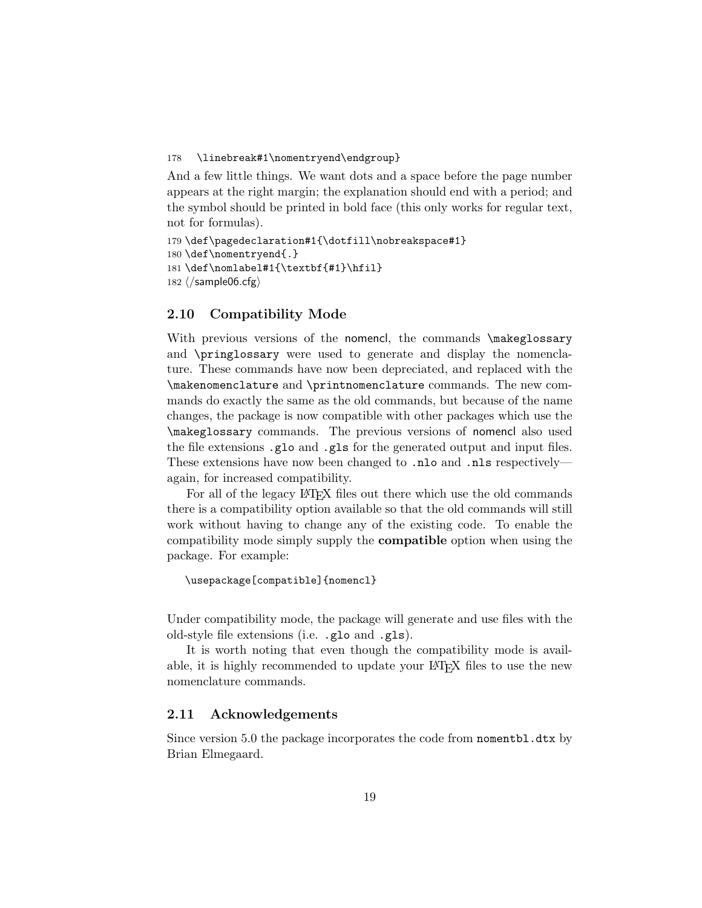```
178   \linebreak#1\nomentryend\endgroup}
```

And a few little things. We want dots and a space before the page number appears at the right margin; the explanation should end with a period; and the symbol should be printed in bold face (this only works for regular text, not for formulas).

```
179 \def\pagedeclaration#1{\dotfill\nobreakspace#1}
180 \def\nomentryend{.}
181 \def\nomlabel#1{\textbf{#1}\hfil}
182 ⟨/sample06.cfg⟩
```

## 2.10 Compatibility Mode

With previous versions of the nomencl, the commands `\makeglossary` and `\pringlossary` were used to generate and display the nomenclature. These commands have now been depreciated, and replaced with the `\makenomenclature` and `\printnomenclature` commands. The new commands do exactly the same as the old commands, but because of the name changes, the package is now compatible with other packages which use the `\makeglossary` commands. The previous versions of nomencl also used the file extensions `.glo` and `.gls` for the generated output and input files. These extensions have now been changed to `.nlo` and `.nls` respectively—again, for increased compatibility.

For all of the legacy LaTeX files out there which use the old commands there is a compatibility option available so that the old commands will still work without having to change any of the existing code. To enable the compatibility mode simply supply the **compatible** option when using the package. For example:

```
\usepackage[compatible]{nomencl}
```

Under compatibility mode, the package will generate and use files with the old-style file extensions (i.e. `.glo` and `.gls`).

It is worth noting that even though the compatibility mode is available, it is highly recommended to update your LaTeX files to use the new nomenclature commands.

## 2.11 Acknowledgements

Since version 5.0 the package incorporates the code from `nomentbl.dtx` by Brian Elmegaard.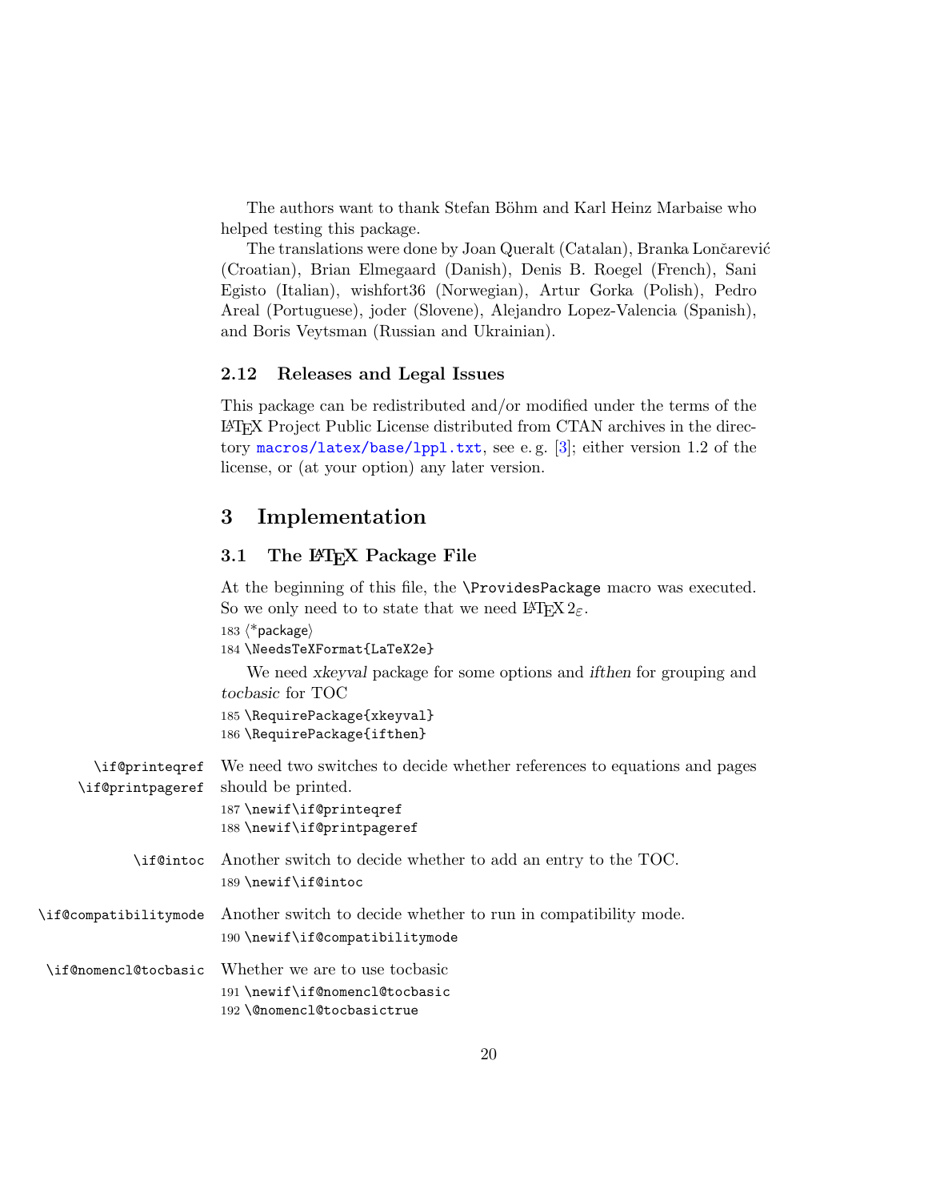The authors want to thank Stefan Böhm and Karl Heinz Marbaise who helped testing this package.

The translations were done by Joan Queralt (Catalan), Branka Lončarević (Croatian), Brian Elmegaard (Danish), Denis B. Roegel (French), Sani Egisto (Italian), wishfort36 (Norwegian), Artur Gorka (Polish), Pedro Areal (Portuguese), joder (Slovene), Alejandro Lopez-Valencia (Spanish), and Boris Veytsman (Russian and Ukrainian).

### 2.12 Releases and Legal Issues

This package can be redistributed and/or modified under the terms of the LaTeX Project Public License distributed from CTAN archives in the directory `macros/latex/base/lppl.txt`, see e. g. [3]; either version 1.2 of the license, or (at your option) any later version.

## 3 Implementation

### 3.1 The LaTeX Package File

At the beginning of this file, the `\ProvidesPackage` macro was executed. So we only need to to state that we need LaTeX $2_\varepsilon$.

```
183 ⟨*package⟩
184 \NeedsTeXFormat{LaTeX2e}
```

We need *xkeyval* package for some options and *ifthen* for grouping and *tocbasic* for TOC

```
185 \RequirePackage{xkeyval}
186 \RequirePackage{ifthen}
```

`\if@printeqref` `\if@printpageref` We need two switches to decide whether references to equations and pages should be printed.

```
187 \newif\if@printeqref
188 \newif\if@printpageref
```

`\if@intoc` Another switch to decide whether to add an entry to the TOC.

```
189 \newif\if@intoc
```

`\if@compatibilitymode` Another switch to decide whether to run in compatibility mode.

```
190 \newif\if@compatibilitymode
```

`\if@nomencl@tocbasic` Whether we are to use tocbasic

```
191 \newif\if@nomencl@tocbasic
192 \@nomencl@tocbasictrue
```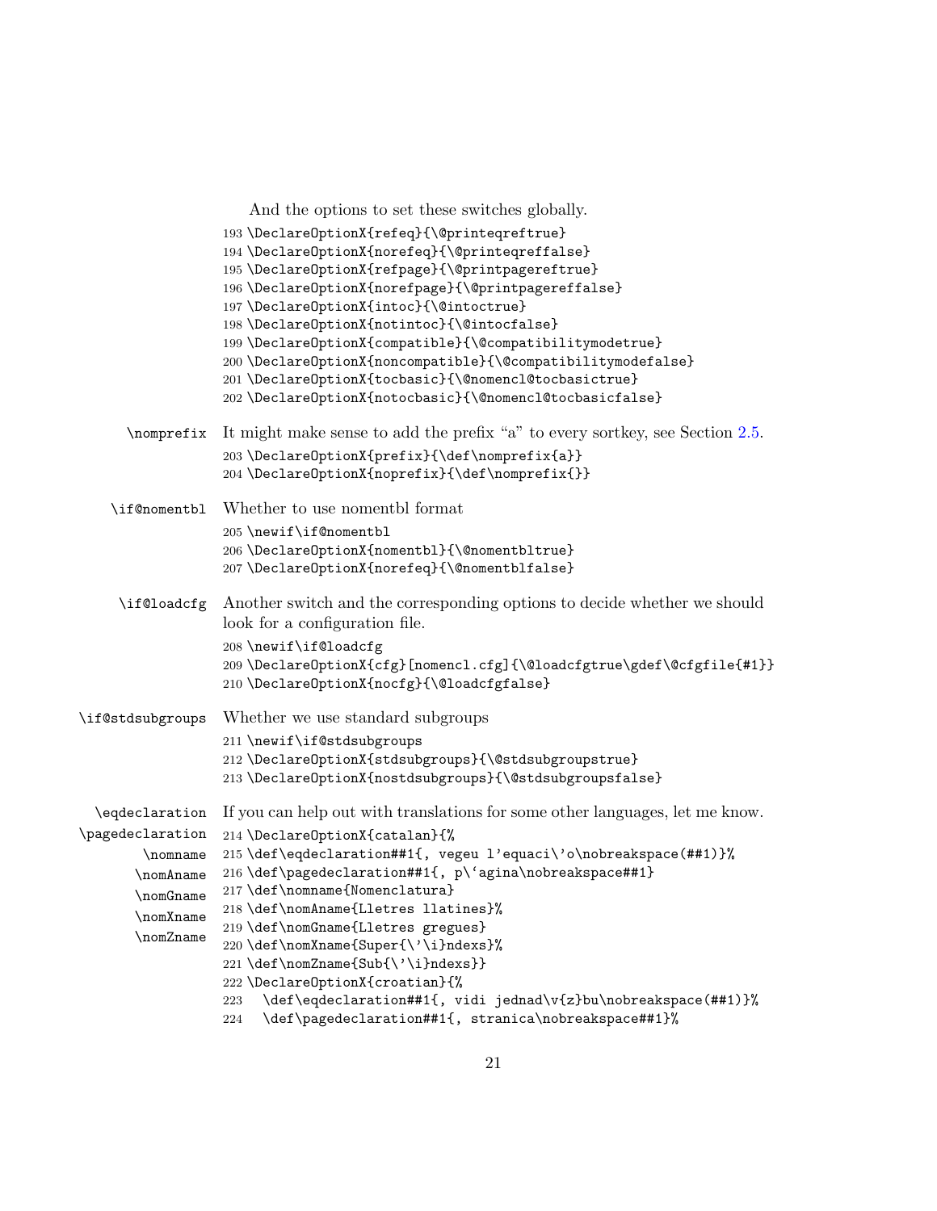And the options to set these switches globally.

```
193 \DeclareOptionX{refeq}{\@printeqreftrue}
194 \DeclareOptionX{norefeq}{\@printeqreffalse}
195 \DeclareOptionX{refpage}{\@printpagereftrue}
196 \DeclareOptionX{norefpage}{\@printpagereffalse}
197 \DeclareOptionX{intoc}{\@intoctrue}
198 \DeclareOptionX{notintoc}{\@intocfalse}
199 \DeclareOptionX{compatible}{\@compatibilitymodetrue}
200 \DeclareOptionX{noncompatible}{\@compatibilitymodefalse}
201 \DeclareOptionX{tocbasic}{\@nomencl@tocbasictrue}
202 \DeclareOptionX{notocbasic}{\@nomencl@tocbasicfalse}
```

\nomprefix It might make sense to add the prefix “a” to every sortkey, see Section 2.5.

```
203 \DeclareOptionX{prefix}{\def\nomprefix{a}}
204 \DeclareOptionX{noprefix}{\def\nomprefix{}}
```

\if@nomentbl Whether to use nomentbl format

```
205 \newif\if@nomentbl
206 \DeclareOptionX{nomentbl}{\@nomentbltrue}
207 \DeclareOptionX{norefeq}{\@nomentblfalse}
```

\if@loadcfg Another switch and the corresponding options to decide whether we should look for a configuration file.

```
208 \newif\if@loadcfg
209 \DeclareOptionX{cfg}[nomencl.cfg]{\@loadcfgtrue\gdef\@cfgfile{#1}}
210 \DeclareOptionX{nocfg}{\@loadcfgfalse}
```

\if@stdsubgroups Whether we use standard subgroups

```
211 \newif\if@stdsubgroups
212 \DeclareOptionX{stdsubgroups}{\@stdsubgroupstrue}
213 \DeclareOptionX{nostdsubgroups}{\@stdsubgroupsfalse}
```

\eqdeclaration \pagedeclaration \nomname \nomAname \nomGname \nomXname \nomZname If you can help out with translations for some other languages, let me know.

```
214 \DeclareOptionX{catalan}{%
215 \def\eqdeclaration##1{, vegeu l'equaci\'o\nobreakspace(##1)}%
216 \def\pagedeclaration##1{, p\`agina\nobreakspace##1}
217 \def\nomname{Nomenclatura}
218 \def\nomAname{Lletres llatines}%
219 \def\nomGname{Lletres gregues}
220 \def\nomXname{Super{\'\i}ndexs}%
221 \def\nomZname{Sub{\'\i}ndexs}}
222 \DeclareOptionX{croatian}{%
223   \def\eqdeclaration##1{, vidi jednad\v{z}bu\nobreakspace(##1)}%
224   \def\pagedeclaration##1{, stranica\nobreakspace##1}%
```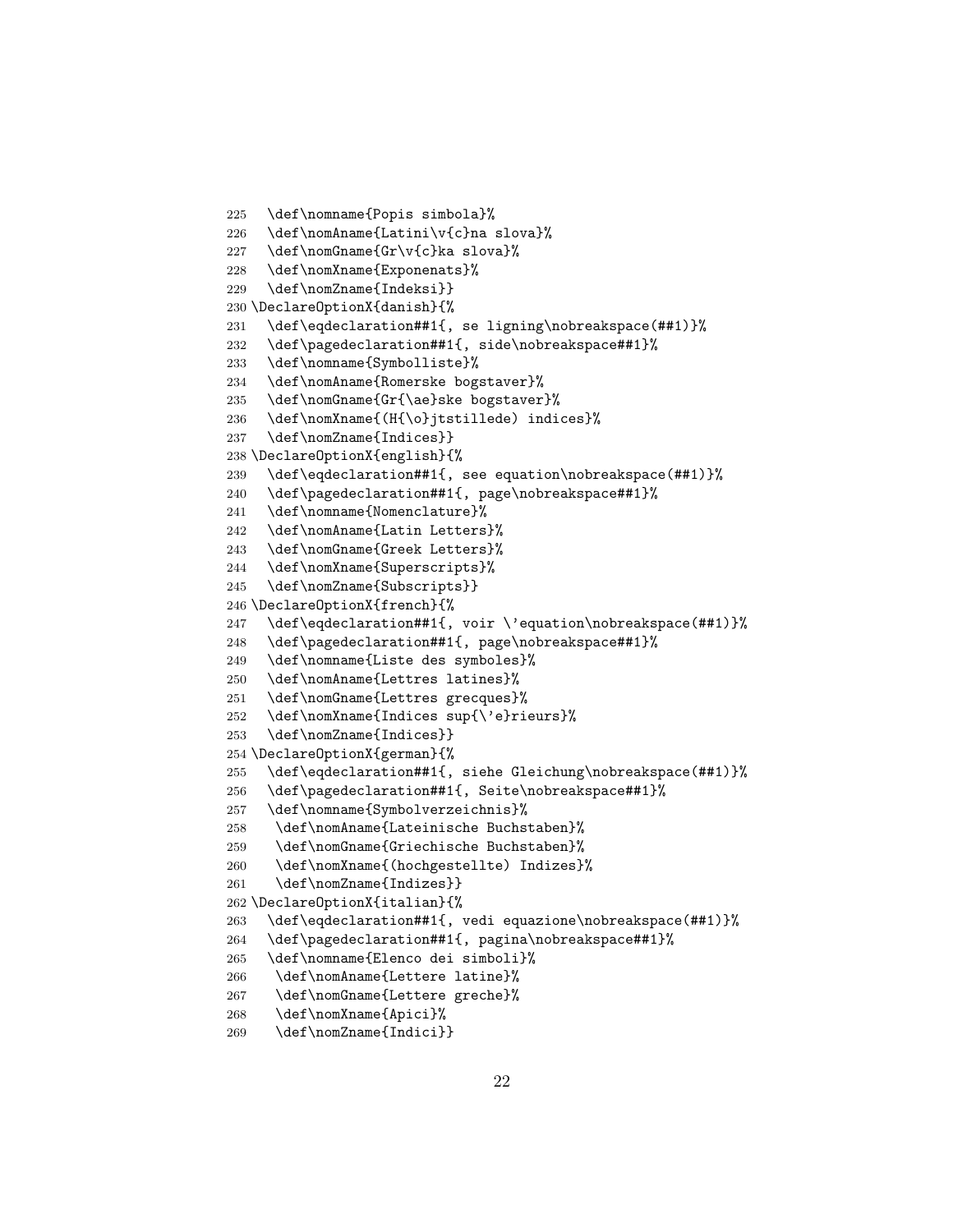```
225   \def\nomname{Popis simbola}%
226   \def\nomAname{Latini\v{c}na slova}%
227   \def\nomGname{Gr\v{c}ka slova}%
228   \def\nomXname{Exponenats}%
229   \def\nomZname{Indeksi}}
230 \DeclareOptionX{danish}{%
231   \def\eqdeclaration##1{, se ligning\nobreakspace(##1)}%
232   \def\pagedeclaration##1{, side\nobreakspace##1}%
233   \def\nomname{Symbolliste}%
234   \def\nomAname{Romerske bogstaver}%
235   \def\nomGname{Gr{\ae}ske bogstaver}%
236   \def\nomXname{(H{\o}jtstillede) indices}%
237   \def\nomZname{Indices}}
238 \DeclareOptionX{english}{%
239   \def\eqdeclaration##1{, see equation\nobreakspace(##1)}%
240   \def\pagedeclaration##1{, page\nobreakspace##1}%
241   \def\nomname{Nomenclature}%
242   \def\nomAname{Latin Letters}%
243   \def\nomGname{Greek Letters}%
244   \def\nomXname{Superscripts}%
245   \def\nomZname{Subscripts}}
246 \DeclareOptionX{french}{%
247   \def\eqdeclaration##1{, voir \'equation\nobreakspace(##1)}%
248   \def\pagedeclaration##1{, page\nobreakspace##1}%
249   \def\nomname{Liste des symboles}%
250   \def\nomAname{Lettres latines}%
251   \def\nomGname{Lettres grecques}%
252   \def\nomXname{Indices sup{\'e}rieurs}%
253   \def\nomZname{Indices}}
254 \DeclareOptionX{german}{%
255   \def\eqdeclaration##1{, siehe Gleichung\nobreakspace(##1)}%
256   \def\pagedeclaration##1{, Seite\nobreakspace##1}%
257   \def\nomname{Symbolverzeichnis}%
258    \def\nomAname{Lateinische Buchstaben}%
259    \def\nomGname{Griechische Buchstaben}%
260    \def\nomXname{(hochgestellte) Indizes}%
261    \def\nomZname{Indizes}}
262 \DeclareOptionX{italian}{%
263   \def\eqdeclaration##1{, vedi equazione\nobreakspace(##1)}%
264   \def\pagedeclaration##1{, pagina\nobreakspace##1}%
265   \def\nomname{Elenco dei simboli}%
266    \def\nomAname{Lettere latine}%
267    \def\nomGname{Lettere greche}%
268    \def\nomXname{Apici}%
269    \def\nomZname{Indici}}
```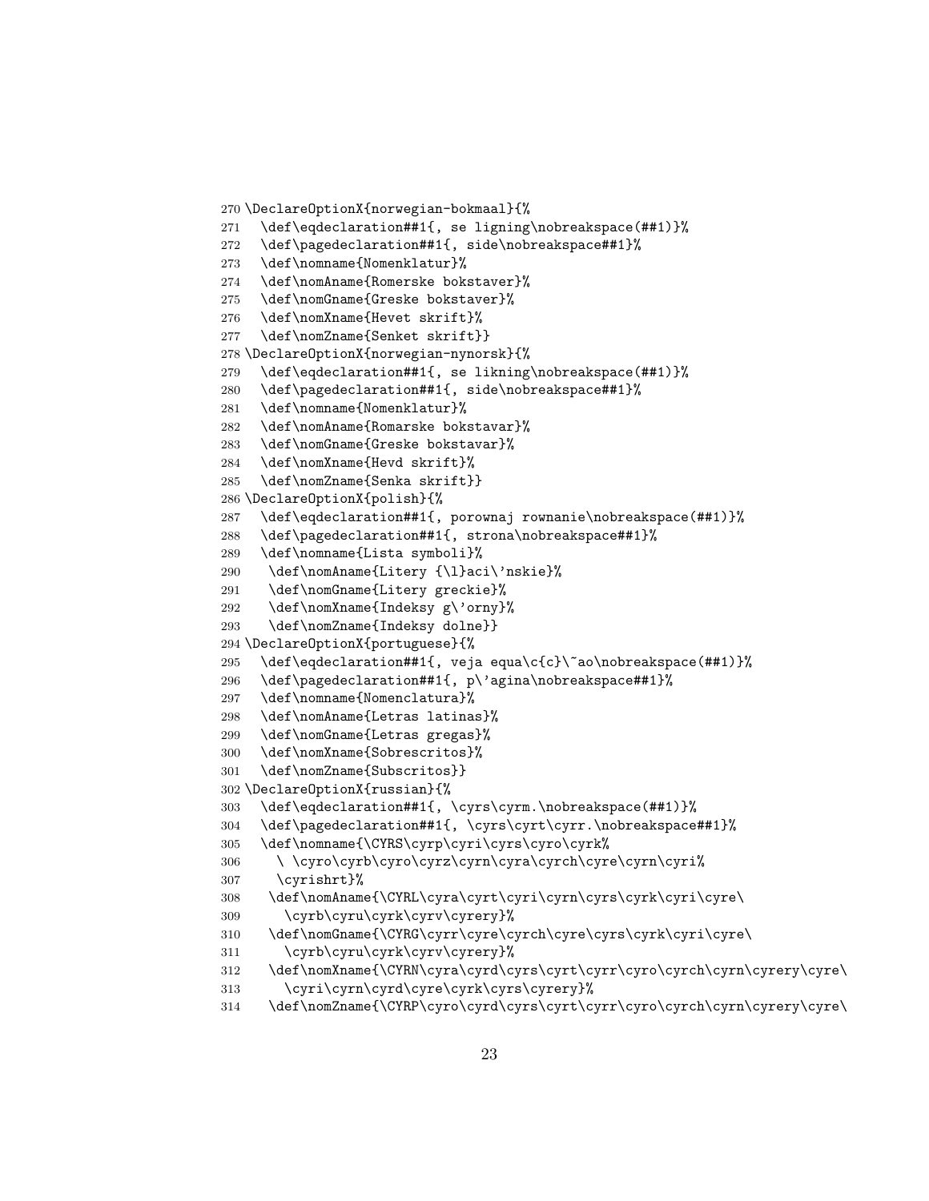```
270 \DeclareOptionX{norwegian-bokmaal}{%
271   \def\eqdeclaration##1{, se ligning\nobreakspace(##1)}%
272   \def\pagedeclaration##1{, side\nobreakspace##1}%
273   \def\nomname{Nomenklatur}%
274   \def\nomAname{Romerske bokstaver}%
275   \def\nomGname{Greske bokstaver}%
276   \def\nomXname{Hevet skrift}%
277   \def\nomZname{Senket skrift}}
278 \DeclareOptionX{norwegian-nynorsk}{%
279   \def\eqdeclaration##1{, se likning\nobreakspace(##1)}%
280   \def\pagedeclaration##1{, side\nobreakspace##1}%
281   \def\nomname{Nomenklatur}%
282   \def\nomAname{Romarske bokstavar}%
283   \def\nomGname{Greske bokstavar}%
284   \def\nomXname{Hevd skrift}%
285   \def\nomZname{Senka skrift}}
286 \DeclareOptionX{polish}{%
287   \def\eqdeclaration##1{, porownaj rownanie\nobreakspace(##1)}%
288   \def\pagedeclaration##1{, strona\nobreakspace##1}%
289   \def\nomname{Lista symboli}%
290    \def\nomAname{Litery {\l}aci\'nskie}%
291    \def\nomGname{Litery greckie}%
292    \def\nomXname{Indeksy g\'orny}%
293    \def\nomZname{Indeksy dolne}}
294 \DeclareOptionX{portuguese}{%
295   \def\eqdeclaration##1{, veja equa\c{c}\~ao\nobreakspace(##1)}%
296   \def\pagedeclaration##1{, p\'agina\nobreakspace##1}%
297   \def\nomname{Nomenclatura}%
298   \def\nomAname{Letras latinas}%
299   \def\nomGname{Letras gregas}%
300   \def\nomXname{Sobrescritos}%
301   \def\nomZname{Subscritos}}
302 \DeclareOptionX{russian}{%
303   \def\eqdeclaration##1{, \cyrs\cyrm.\nobreakspace(##1)}%
304   \def\pagedeclaration##1{, \cyrs\cyrt\cyrr.\nobreakspace##1}%
305   \def\nomname{\CYRS\cyrp\cyri\cyrs\cyro\cyrk%
306     \ \cyro\cyrb\cyro\cyrz\cyrn\cyra\cyrch\cyre\cyrn\cyri%
307     \cyrishrt}%
308    \def\nomAname{\CYRL\cyra\cyrt\cyri\cyrn\cyrs\cyrk\cyri\cyre\
309      \cyrb\cyru\cyrk\cyrv\cyrery}%
310    \def\nomGname{\CYRG\cyrr\cyre\cyrch\cyre\cyrs\cyrk\cyri\cyre\
311      \cyrb\cyru\cyrk\cyrv\cyrery}%
312    \def\nomXname{\CYRN\cyra\cyrd\cyrs\cyrt\cyrr\cyro\cyrch\cyrn\cyrery\cyre\
313      \cyri\cyrn\cyrd\cyre\cyrk\cyrs\cyrery}%
314    \def\nomZname{\CYRP\cyro\cyrd\cyrs\cyrt\cyrr\cyro\cyrch\cyrn\cyrery\cyre\
```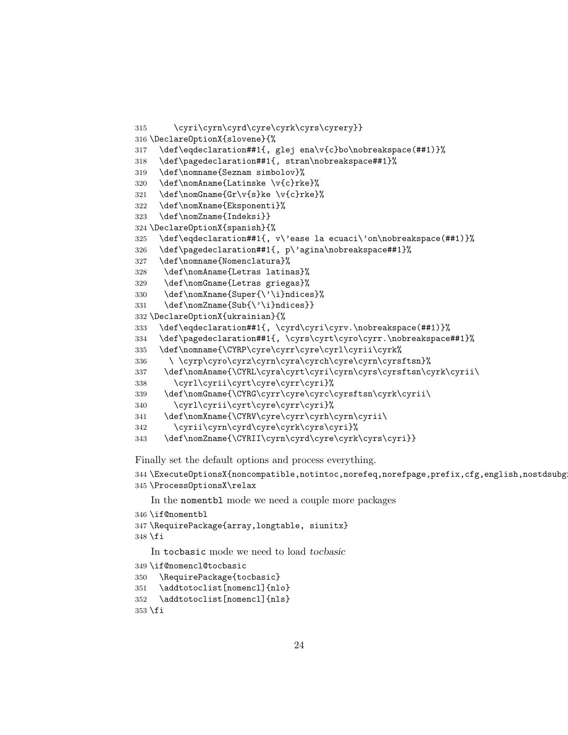```
315     \cyri\cyrn\cyrd\cyre\cyrk\cyrs\cyrery}}
316 \DeclareOptionX{slovene}{%
317   \def\eqdeclaration##1{, glej ena\v{c}bo\nobreakspace(##1)}%
318   \def\pagedeclaration##1{, stran\nobreakspace##1}%
319   \def\nomname{Seznam simbolov}%
320   \def\nomAname{Latinske \v{c}rke}%
321   \def\nomGname{Gr\v{s}ke \v{c}rke}%
322   \def\nomXname{Eksponenti}%
323   \def\nomZname{Indeksi}}
324 \DeclareOptionX{spanish}{%
325   \def\eqdeclaration##1{, v\'ease la ecuaci\'on\nobreakspace(##1)}%
326   \def\pagedeclaration##1{, p\'agina\nobreakspace##1}%
327   \def\nomname{Nomenclatura}%
328    \def\nomAname{Letras latinas}%
329    \def\nomGname{Letras griegas}%
330    \def\nomXname{Super{\'\i}ndices}%
331    \def\nomZname{Sub{\'\i}ndices}}
332 \DeclareOptionX{ukrainian}{%
333   \def\eqdeclaration##1{, \cyrd\cyri\cyrv.\nobreakspace(##1)}%
334   \def\pagedeclaration##1{, \cyrs\cyrt\cyro\cyrr.\nobreakspace##1}%
335   \def\nomname{\CYRP\cyre\cyrr\cyre\cyrl\cyrii\cyrk%
336     \ \cyrp\cyro\cyrz\cyrn\cyra\cyrch\cyre\cyrn\cyrsftsn}%
337    \def\nomAname{\CYRL\cyra\cyrt\cyri\cyrn\cyrs\cyrsftsn\cyrk\cyrii\
338      \cyrl\cyrii\cyrt\cyre\cyrr\cyri}%
339    \def\nomGname{\CYRG\cyrr\cyre\cyrc\cyrsftsn\cyrk\cyrii\
340      \cyrl\cyrii\cyrt\cyre\cyrr\cyri}%
341    \def\nomXname{\CYRV\cyre\cyrr\cyrh\cyrn\cyrii\
342      \cyrii\cyrn\cyrd\cyre\cyrk\cyrs\cyri}%
343    \def\nomZname{\CYRII\cyrn\cyrd\cyre\cyrk\cyrs\cyri}}
```

Finally set the default options and process everything.

```
344 \ExecuteOptionsX{noncompatible,notintoc,norefeq,norefpage,prefix,cfg,english,nostdsubg
345 \ProcessOptionsX\relax
```

In the `nomentbl` mode we need a couple more packages

```
346 \if@nomentbl
347 \RequirePackage{array,longtable, siunitx}
348 \fi
```

In `tocbasic` mode we need to load *tocbasic*

```
349 \if@nomencl@tocbasic
350   \RequirePackage{tocbasic}
351   \addtotoclist[nomencl]{nlo}
352   \addtotoclist[nomencl]{nls}
353 \fi
```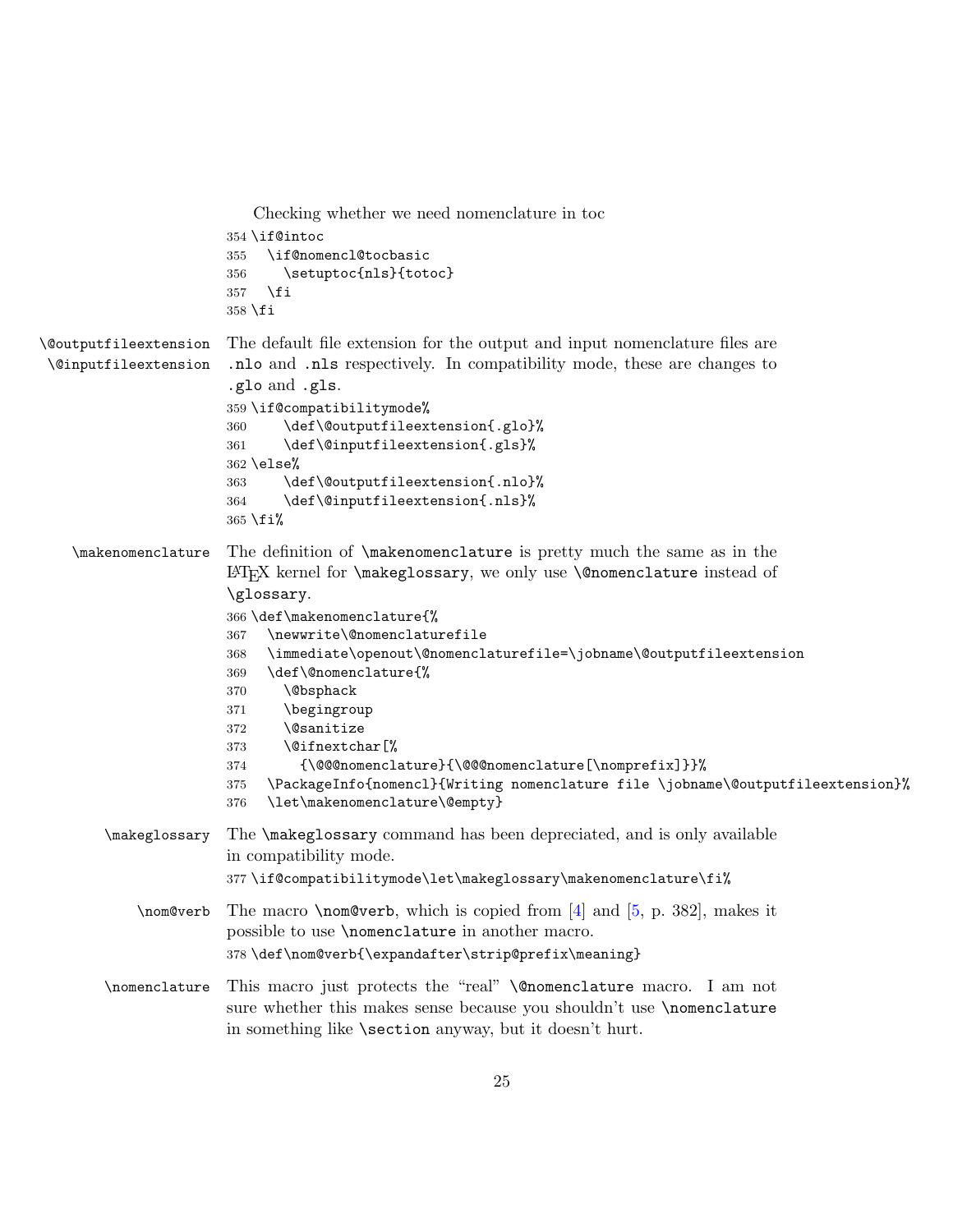Checking whether we need nomenclature in toc

```
354 \if@intoc
355   \if@nomencl@tocbasic
356     \setuptoc{nls}{totoc}
357   \fi
358 \fi
```

`\@outputfileextension` `\@inputfileextension` The default file extension for the output and input nomenclature files are `.nlo` and `.nls` respectively. In compatibility mode, these are changes to `.glo` and `.gls`.

```
359 \if@compatibilitymode%
360     \def\@outputfileextension{.glo}%
361     \def\@inputfileextension{.gls}%
362 \else%
363     \def\@outputfileextension{.nlo}%
364     \def\@inputfileextension{.nls}%
365 \fi%
```

`\makenomenclature` The definition of `\makenomenclature` is pretty much the same as in the LaTeX kernel for `\makeglossary`, we only use `\@nomenclature` instead of `\glossary`.

```
366 \def\makenomenclature{%
367   \newwrite\@nomenclaturefile
368   \immediate\openout\@nomenclaturefile=\jobname\@outputfileextension
369   \def\@nomenclature{%
370     \@bsphack
371     \begingroup
372     \@sanitize
373     \@ifnextchar[%
374       {\@@@nomenclature}{\@@@nomenclature[\nomprefix]}}%
375   \PackageInfo{nomencl}{Writing nomenclature file \jobname\@outputfileextension}%
376   \let\makenomenclature\@empty}
```

`\makeglossary` The `\makeglossary` command has been depreciated, and is only available in compatibility mode.

```
377 \if@compatibilitymode\let\makeglossary\makenomenclature\fi%
```

`\nom@verb` The macro `\nom@verb`, which is copied from [4] and [5, p. 382], makes it possible to use `\nomenclature` in another macro.

```
378 \def\nom@verb{\expandafter\strip@prefix\meaning}
```

`\nomenclature` This macro just protects the "real" `\@nomenclature` macro. I am not sure whether this makes sense because you shouldn't use `\nomenclature` in something like `\section` anyway, but it doesn't hurt.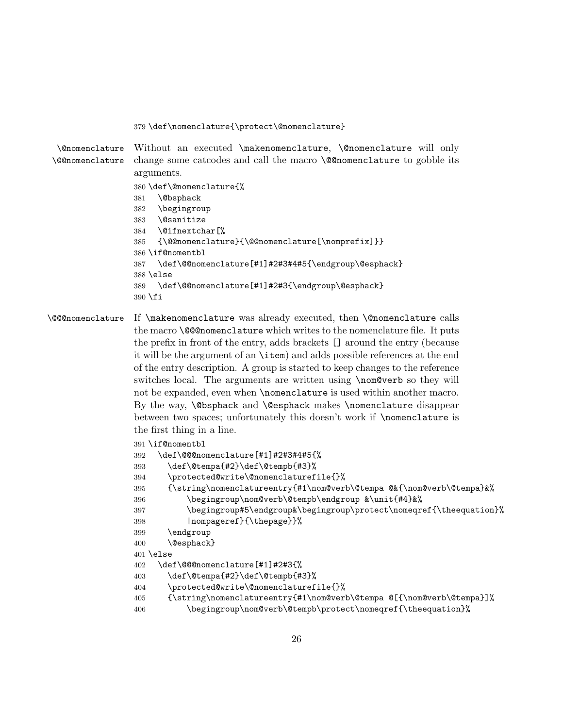```
379 \def\nomenclature{\protect\@nomenclature}
```

`\@nomenclature`
`\@@nomenclature`

Without an executed `\makenomenclature`, `\@nomenclature` will only change some catcodes and call the macro `\@@nomenclature` to gobble its arguments.

```
380 \def\@nomenclature{%
381   \@bsphack
382   \begingroup
383   \@sanitize
384   \@ifnextchar[%
385   {\@@nomenclature}{\@@nomenclature[\nomprefix]}}
386 \if@nomentbl
387   \def\@@nomenclature[#1]#2#3#4#5{\endgroup\@esphack}
388 \else
389   \def\@@nomenclature[#1]#2#3{\endgroup\@esphack}
390 \fi
```

`\@@@nomenclature`

If `\makenomenclature` was already executed, then `\@nomenclature` calls the macro `\@@@nomenclature` which writes to the nomenclature file. It puts the prefix in front of the entry, adds brackets `[]` around the entry (because it will be the argument of an `\item`) and adds possible references at the end of the entry description. A group is started to keep changes to the reference switches local. The arguments are written using `\nom@verb` so they will not be expanded, even when `\nomenclature` is used within another macro. By the way, `\@bsphack` and `\@esphack` makes `\nomenclature` disappear between two spaces; unfortunately this doesn't work if `\nomenclature` is the first thing in a line.

```
391 \if@nomentbl
392   \def\@@@nomenclature[#1]#2#3#4#5{%
393     \def\@tempa{#2}\def\@tempb{#3}%
394     \protected@write\@nomenclaturefile{}%
395     {\string\nomenclatureentry{#1\nom@verb\@tempa @&{\nom@verb\@tempa}&%
396         \begingroup\nom@verb\@tempb\endgroup &\unit{#4}&%
397         \begingroup#5\endgroup&\begingroup\protect\nomeqref{\theequation}%
398         |nompageref}{\thepage}}%
399     \endgroup
400     \@esphack}
401 \else
402   \def\@@@nomenclature[#1]#2#3{%
403     \def\@tempa{#2}\def\@tempb{#3}%
404     \protected@write\@nomenclaturefile{}%
405     {\string\nomenclatureentry{#1\nom@verb\@tempa @[{\nom@verb\@tempa}]%
406         \begingroup\nom@verb\@tempb\protect\nomeqref{\theequation}%
```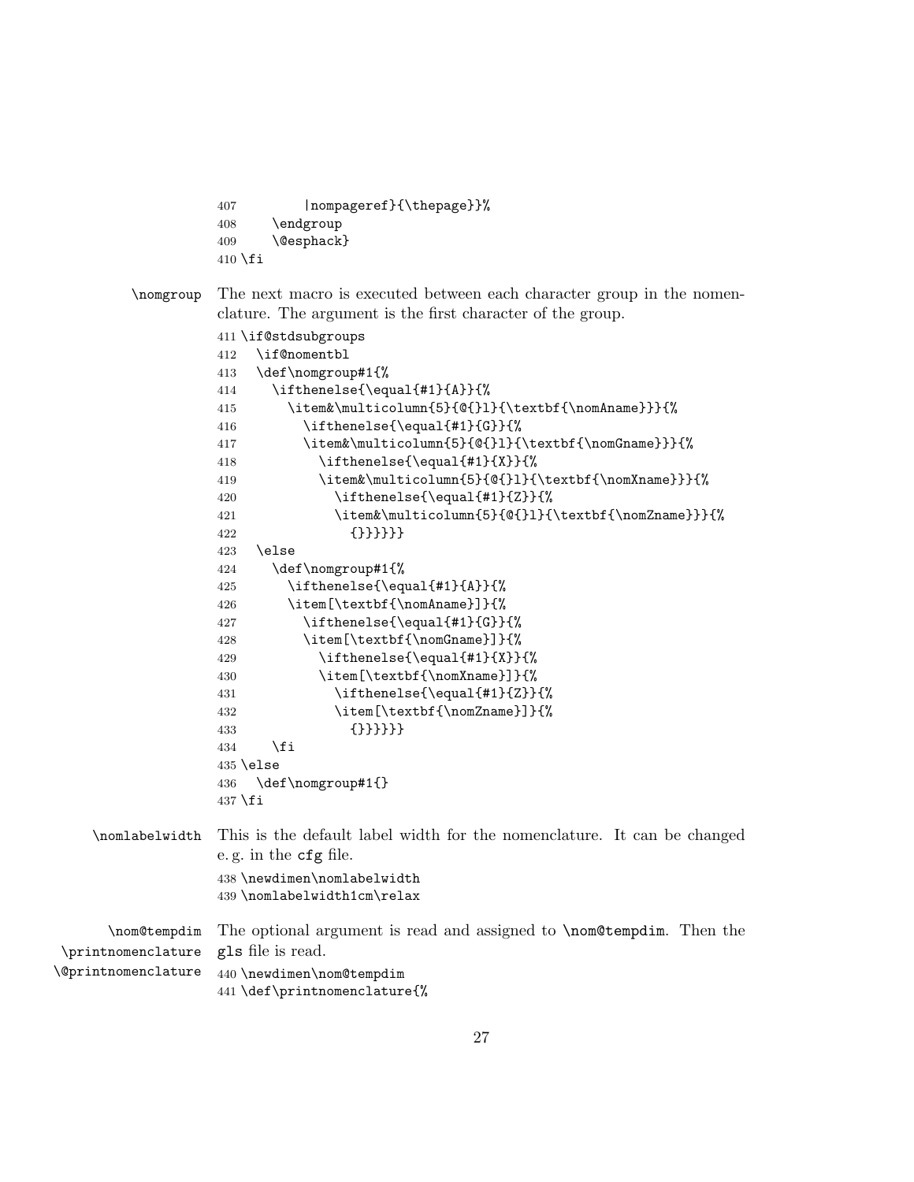```
407         |nompageref}{\thepage}}%
408     \endgroup
409     \@esphack}
410 \fi
```

\nomgroup The next macro is executed between each character group in the nomenclature. The argument is the first character of the group.

```
411 \if@stdsubgroups
412   \if@nomentbl
413   \def\nomgroup#1{%
414     \ifthenelse{\equal{#1}{A}}{%
415       \item&\multicolumn{5}{@{}l}{\textbf{\nomAname}}}{%
416         \ifthenelse{\equal{#1}{G}}{%
417         \item&\multicolumn{5}{@{}l}{\textbf{\nomGname}}}{%
418           \ifthenelse{\equal{#1}{X}}{%
419           \item&\multicolumn{5}{@{}l}{\textbf{\nomXname}}}{%
420             \ifthenelse{\equal{#1}{Z}}{%
421             \item&\multicolumn{5}{@{}l}{\textbf{\nomZname}}}{%
422               {}}}}}}
423   \else
424     \def\nomgroup#1{%
425       \ifthenelse{\equal{#1}{A}}{%
426       \item[\textbf{\nomAname}]}{%
427         \ifthenelse{\equal{#1}{G}}{%
428         \item[\textbf{\nomGname}]}{%
429           \ifthenelse{\equal{#1}{X}}{%
430           \item[\textbf{\nomXname}]}{%
431             \ifthenelse{\equal{#1}{Z}}{%
432             \item[\textbf{\nomZname}]}{%
433               {}}}}}}
434     \fi
435 \else
436   \def\nomgroup#1{}
437 \fi
```

\nomlabelwidth This is the default label width for the nomenclature. It can be changed e. g. in the cfg file.

```
438 \newdimen\nomlabelwidth
439 \nomlabelwidth1cm\relax
```

\nom@tempdim \printnomenclature \@printnomenclature The optional argument is read and assigned to \nom@tempdim. Then the gls file is read.

```
440 \newdimen\nom@tempdim
441 \def\printnomenclature{%
```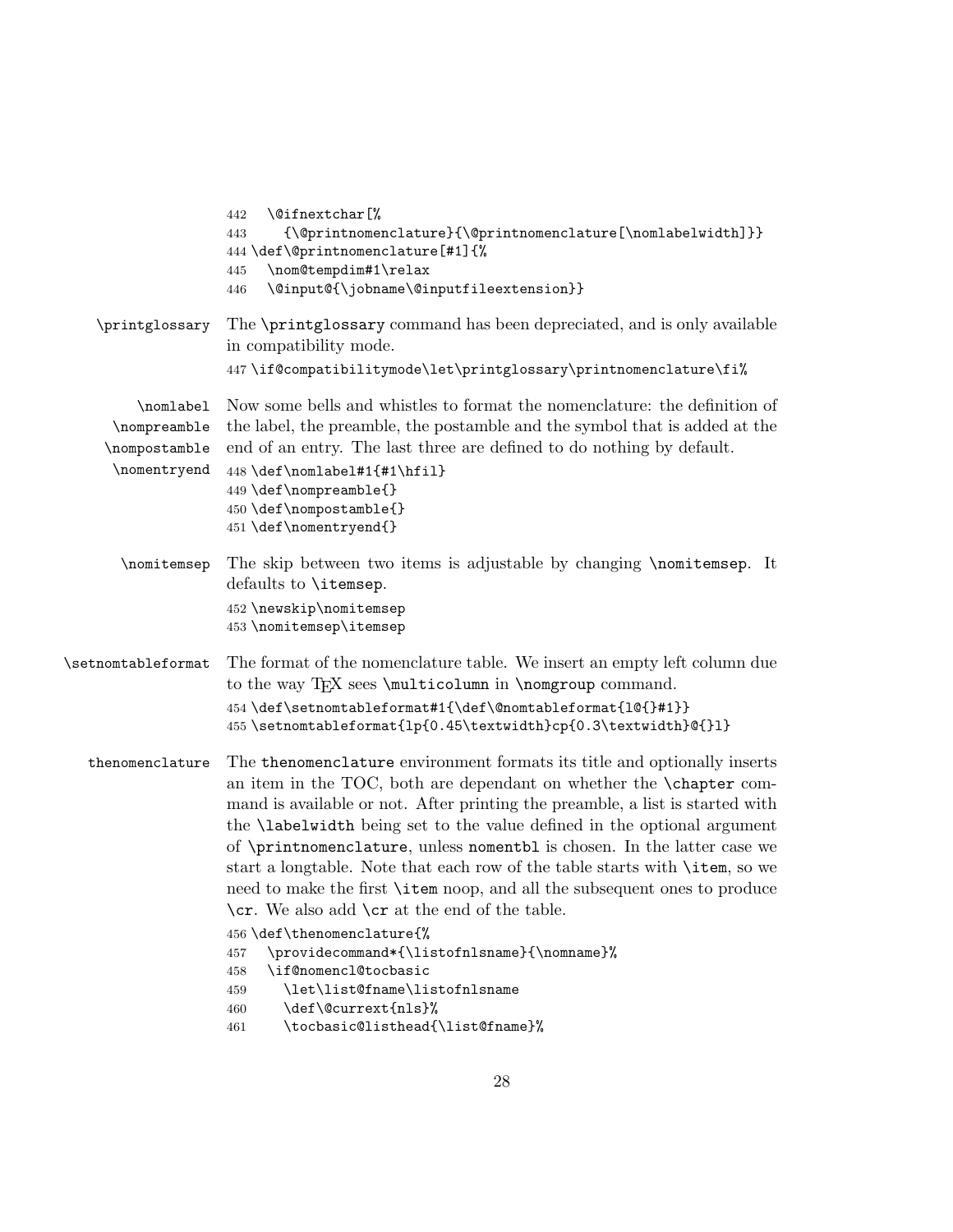```
442   \@ifnextchar[%
443     {\@printnomenclature}{\@printnomenclature[\nomlabelwidth]}}
444 \def\@printnomenclature[#1]{%
445   \nom@tempdim#1\relax
446   \@input@{\jobname\@inputfileextension}}
```

`\printglossary` The `\printglossary` command has been depreciated, and is only available in compatibility mode.

```
447 \if@compatibilitymode\let\printglossary\printnomenclature\fi%
```

`\nomlabel` `\nompreamble` `\nompostamble` `\nomentryend` Now some bells and whistles to format the nomenclature: the definition of the label, the preamble, the postamble and the symbol that is added at the end of an entry. The last three are defined to do nothing by default.

```
448 \def\nomlabel#1{#1\hfil}
449 \def\nompreamble{}
450 \def\nompostamble{}
451 \def\nomentryend{}
```

`\nomitemsep` The skip between two items is adjustable by changing `\nomitemsep`. It defaults to `\itemsep`.

```
452 \newskip\nomitemsep
453 \nomitemsep\itemsep
```

`\setnomtableformat` The format of the nomenclature table. We insert an empty left column due to the way TeX sees `\multicolumn` in `\nomgroup` command.

```
454 \def\setnomtableformat#1{\def\@nomtableformat{l@{}#1}}
455 \setnomtableformat{lp{0.45\textwidth}cp{0.3\textwidth}@{}l}
```

`thenomenclature` The `thenomenclature` environment formats its title and optionally inserts an item in the TOC, both are dependant on whether the `\chapter` command is available or not. After printing the preamble, a list is started with the `\labelwidth` being set to the value defined in the optional argument of `\printnomenclature`, unless `nomentbl` is chosen. In the latter case we start a longtable. Note that each row of the table starts with `\item`, so we need to make the first `\item` noop, and all the subsequent ones to produce `\cr`. We also add `\cr` at the end of the table.

```
456 \def\thenomenclature{%
457   \providecommand*{\listofnlsname}{\nomname}%
458   \if@nomencl@tocbasic
459     \let\list@fname\listofnlsname
460     \def\@currext{nls}%
461     \tocbasic@listhead{\list@fname}%
```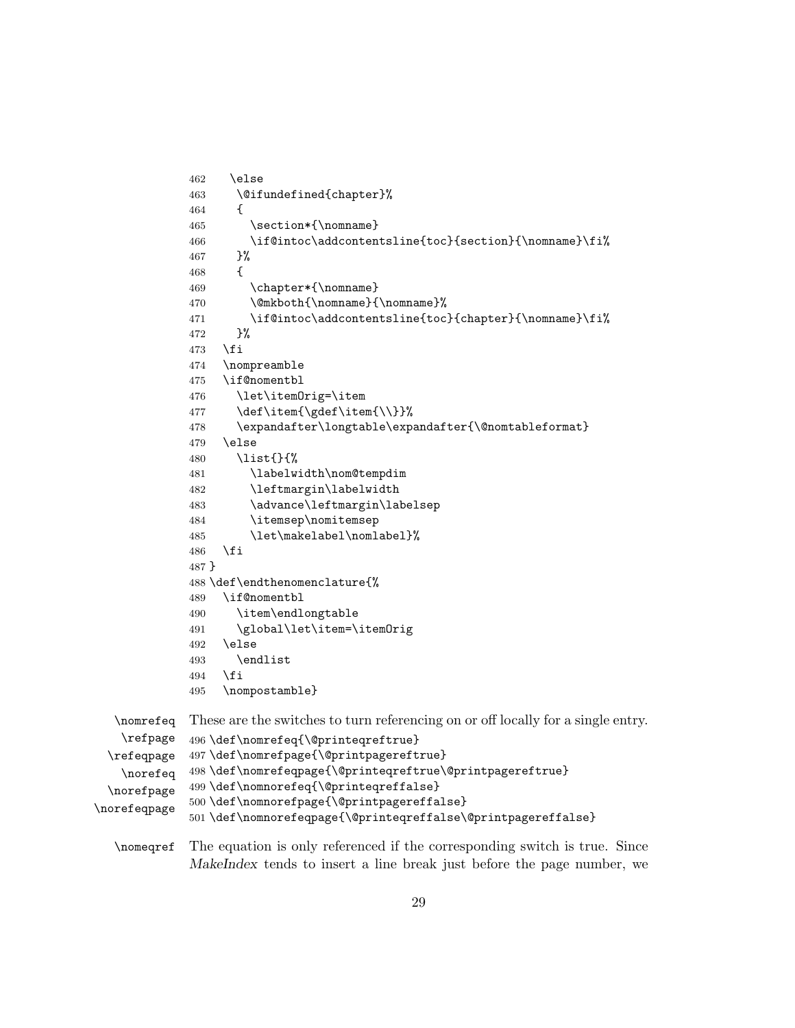```
462   \else
463     \@ifundefined{chapter}%
464     {
465       \section*{\nomname}
466       \if@intoc\addcontentsline{toc}{section}{\nomname}\fi%
467     }%
468     {
469       \chapter*{\nomname}
470       \@mkboth{\nomname}{\nomname}%
471       \if@intoc\addcontentsline{toc}{chapter}{\nomname}\fi%
472     }%
473   \fi
474   \nompreamble
475   \if@nomentbl
476     \let\itemOrig=\item
477     \def\item{\gdef\item{\\}}%
478     \expandafter\longtable\expandafter{\@nomtableformat}
479   \else
480     \list{}{%
481       \labelwidth\nom@tempdim
482       \leftmargin\labelwidth
483       \advance\leftmargin\labelsep
484       \itemsep\nomitemsep
485       \let\makelabel\nomlabel}%
486   \fi
487 }
488 \def\endthenomenclature{%
489   \if@nomentbl
490     \item\endlongtable
491     \global\let\item=\itemOrig
492   \else
493     \endlist
494   \fi
495   \nompostamble}
```

\nomrefeq \refpage \refeqpage \norefeq \norefpage \norefeqpage These are the switches to turn referencing on or off locally for a single entry.

```
496 \def\nomrefeq{\@printeqreftrue}
497 \def\nomrefpage{\@printpagereftrue}
498 \def\nomrefeqpage{\@printeqreftrue\@printpagereftrue}
499 \def\nomnorefeq{\@printeqreffalse}
500 \def\nomnorefpage{\@printpagereffalse}
501 \def\nomnorefeqpage{\@printeqreffalse\@printpagereffalse}
```

\nomeqref The equation is only referenced if the corresponding switch is true. Since *MakeIndex* tends to insert a line break just before the page number, we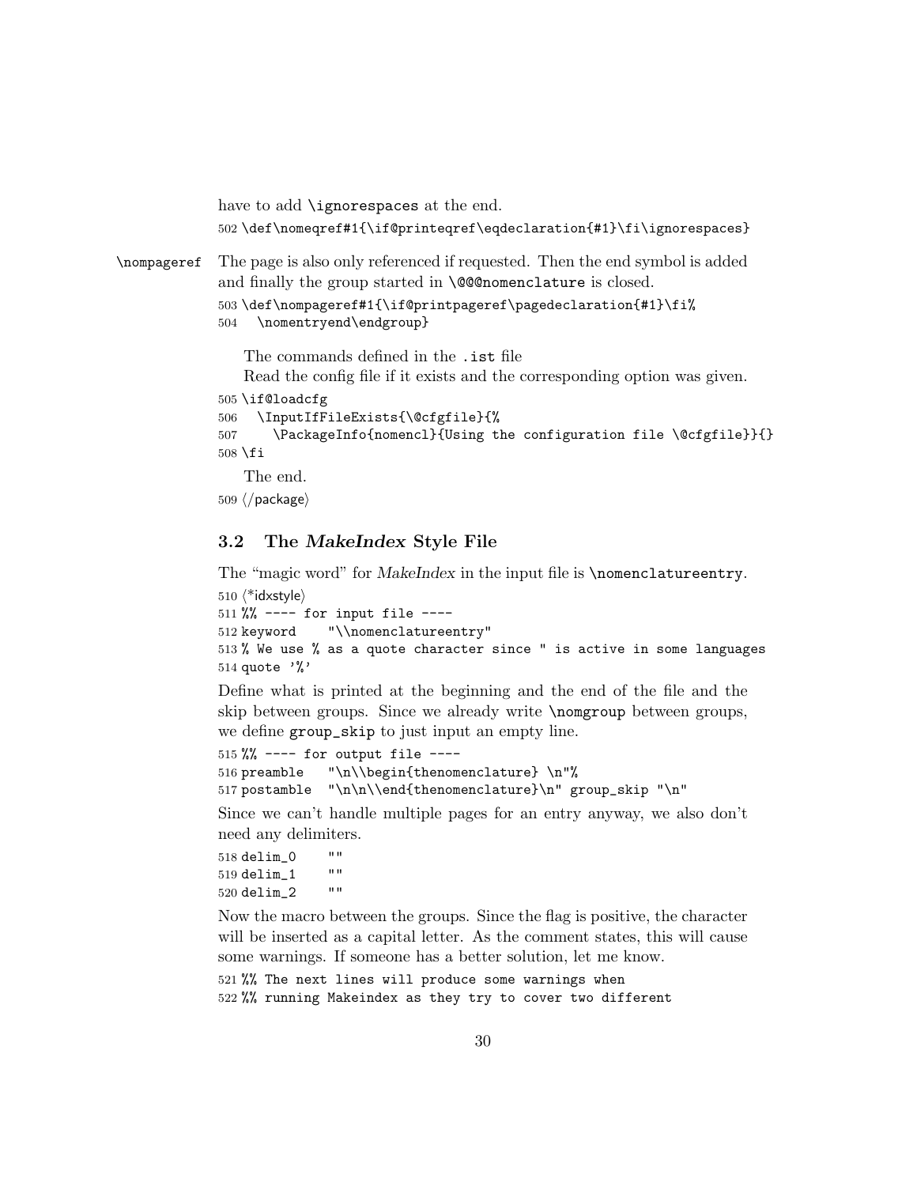have to add `\ignorespaces` at the end.

```
502 \def\nomeqref#1{\if@printeqref\eqdeclaration{#1}\fi\ignorespaces}
```

`\nompageref` The page is also only referenced if requested. Then the end symbol is added and finally the group started in `\@@@nomenclature` is closed.

```
503 \def\nompageref#1{\if@printpageref\pagedeclaration{#1}\fi%
504   \nomentryend\endgroup}
```

The commands defined in the `.ist` file

Read the config file if it exists and the corresponding option was given.

```
505 \if@loadcfg
506   \InputIfFileExists{\@cfgfile}{%
507     \PackageInfo{nomencl}{Using the configuration file \@cfgfile}}{}
508 \fi
```

The end.

```
509 </package>
```

### 3.2 The *MakeIndex* Style File

The "magic word" for *MakeIndex* in the input file is `\nomenclatureentry`.

```
510 <*idxstyle>
511 %% ---- for input file ----
512 keyword    "\\nomenclatureentry"
513 % We use % as a quote character since " is active in some languages
514 quote '%'
```

Define what is printed at the beginning and the end of the file and the skip between groups. Since we already write `\nomgroup` between groups, we define `group_skip` to just input an empty line.

```
515 %% ---- for output file ----
516 preamble   "\n\\begin{thenomenclature} \n"%
517 postamble  "\n\n\\end{thenomenclature}\n" group_skip "\n"
```

Since we can't handle multiple pages for an entry anyway, we also don't need any delimiters.

```
518 delim_0    ""
519 delim_1    ""
520 delim_2    ""
```

Now the macro between the groups. Since the flag is positive, the character will be inserted as a capital letter. As the comment states, this will cause some warnings. If someone has a better solution, let me know.

```
521 %% The next lines will produce some warnings when
522 %% running Makeindex as they try to cover two different
```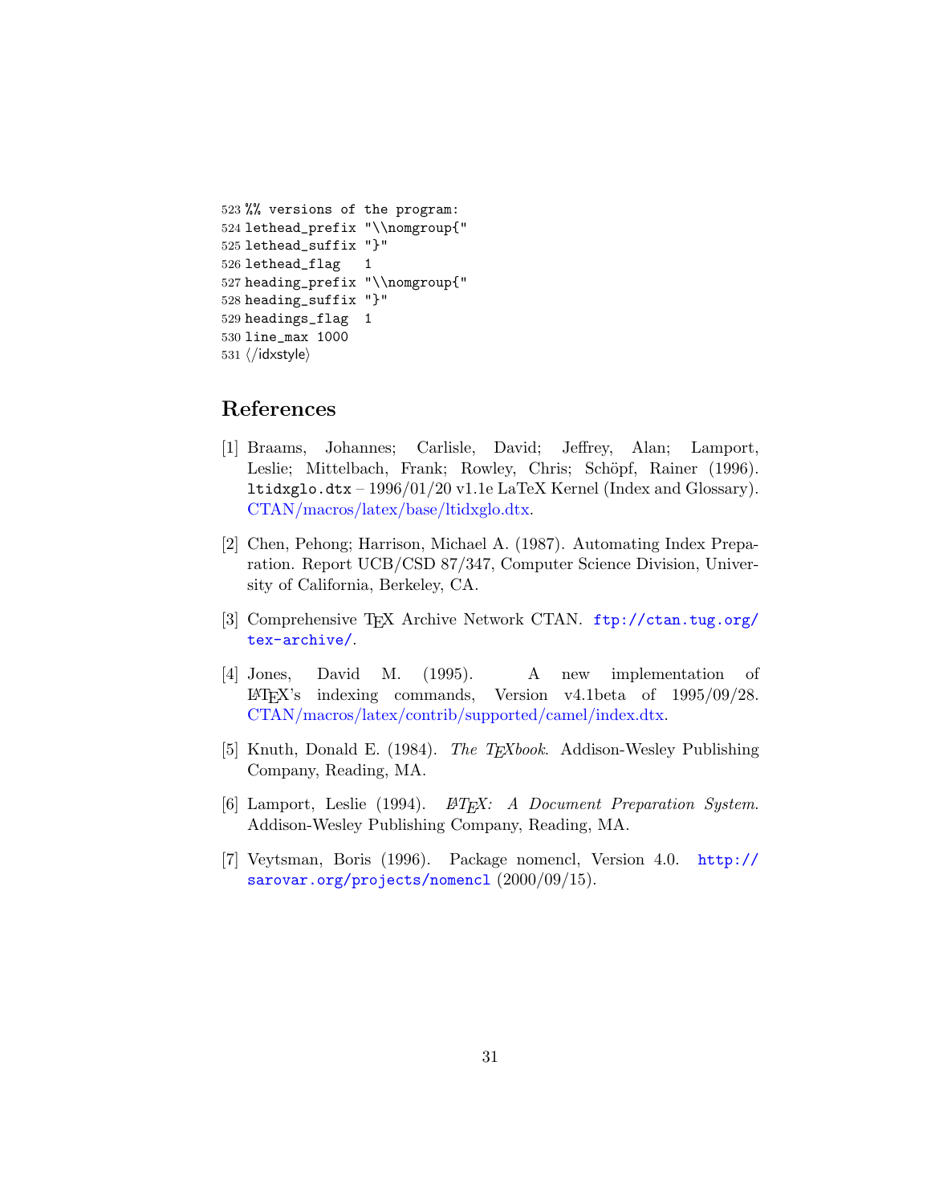```
523 %% versions of the program:
524 lethead_prefix "\\nomgroup{"
525 lethead_suffix "}"
526 lethead_flag   1
527 heading_prefix "\\nomgroup{"
528 heading_suffix "}"
529 headings_flag  1
530 line_max 1000
531 ⟨/idxstyle⟩
```

## References

[1] Braams, Johannes; Carlisle, David; Jeffrey, Alan; Lamport, Leslie; Mittelbach, Frank; Rowley, Chris; Schöpf, Rainer (1996). `ltidxglo.dtx` – 1996/01/20 v1.1e LaTeX Kernel (Index and Glossary). CTAN/macros/latex/base/ltidxglo.dtx.

[2] Chen, Pehong; Harrison, Michael A. (1987). Automating Index Preparation. Report UCB/CSD 87/347, Computer Science Division, University of California, Berkeley, CA.

[3] Comprehensive TEX Archive Network CTAN. `ftp://ctan.tug.org/tex-archive/`.

[4] Jones, David M. (1995). A new implementation of LATEX's indexing commands, Version v4.1beta of 1995/09/28. CTAN/macros/latex/contrib/supported/camel/index.dtx.

[5] Knuth, Donald E. (1984). *The TEXbook*. Addison-Wesley Publishing Company, Reading, MA.

[6] Lamport, Leslie (1994). *LATEX: A Document Preparation System*. Addison-Wesley Publishing Company, Reading, MA.

[7] Veytsman, Boris (1996). Package nomencl, Version 4.0. `http://sarovar.org/projects/nomencl` (2000/09/15).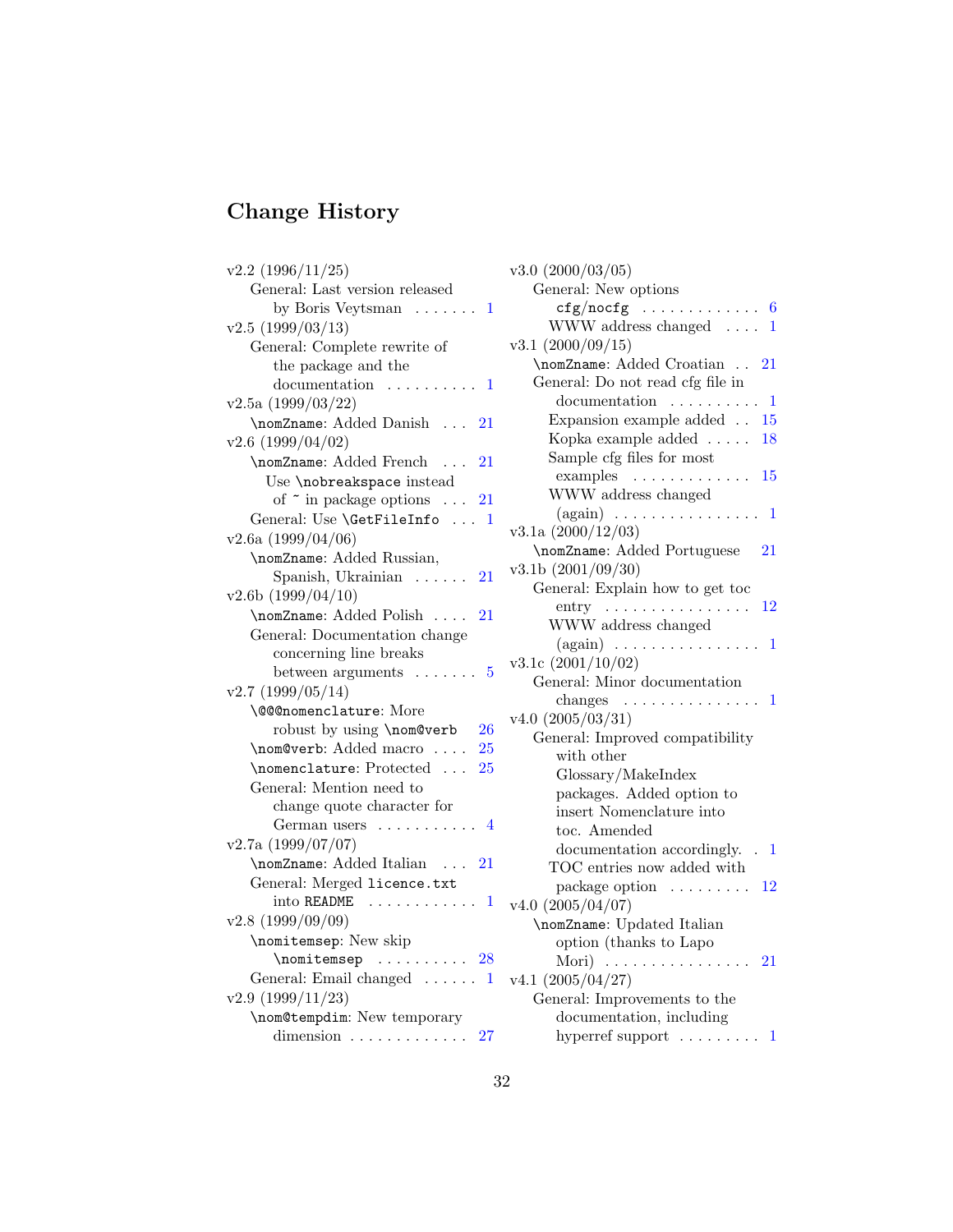## Change History

v2.2 (1996/11/25)
- General: Last version released by Boris Veytsman . . . . . . . 1

v2.5 (1999/03/13)
- General: Complete rewrite of the package and the documentation . . . . . . . . . . 1

v2.5a (1999/03/22)
- `\nomZname`: Added Danish . . . 21

v2.6 (1999/04/02)
- `\nomZname`: Added French . . . 21
  - Use `\nobreakspace` instead of ~ in package options . . . 21
- General: Use `\GetFileInfo` . . . 1

v2.6a (1999/04/06)
- `\nomZname`: Added Russian, Spanish, Ukrainian . . . . . . 21

v2.6b (1999/04/10)
- `\nomZname`: Added Polish . . . . 21
- General: Documentation change concerning line breaks between arguments . . . . . . . 5

v2.7 (1999/05/14)
- `\@@@nomenclature`: More robust by using `\nom@verb` 26
- `\nom@verb`: Added macro . . . . 25
- `\nomenclature`: Protected . . . 25
- General: Mention need to change quote character for German users . . . . . . . . . . . 4

v2.7a (1999/07/07)
- `\nomZname`: Added Italian . . . 21
- General: Merged `licence.txt` into `README` . . . . . . . . . . . . 1

v2.8 (1999/09/09)
- `\nomitemsep`: New skip `\nomitemsep` . . . . . . . . . . 28
- General: Email changed . . . . . . 1

v2.9 (1999/11/23)
- `\nom@tempdim`: New temporary dimension . . . . . . . . . . . . . 27

v3.0 (2000/03/05)
- General: New options `cfg/nocfg` . . . . . . . . . . . . . 6
  - WWW address changed . . . . 1

v3.1 (2000/09/15)
- `\nomZname`: Added Croatian . . 21
- General: Do not read cfg file in documentation . . . . . . . . . . 1
  - Expansion example added . . 15
  - Kopka example added . . . . . 18
  - Sample cfg files for most examples . . . . . . . . . . . . . 15
  - WWW address changed (again) . . . . . . . . . . . . . . . . 1

v3.1a (2000/12/03)
- `\nomZname`: Added Portuguese 21

v3.1b (2001/09/30)
- General: Explain how to get toc entry . . . . . . . . . . . . . . . . 12
  - WWW address changed (again) . . . . . . . . . . . . . . . . 1

v3.1c (2001/10/02)
- General: Minor documentation changes . . . . . . . . . . . . . . . 1

v4.0 (2005/03/31)
- General: Improved compatibility with other Glossary/MakeIndex packages. Added option to insert Nomenclature into toc. Amended documentation accordingly. . 1
  - TOC entries now added with package option . . . . . . . . . 12

v4.0 (2005/04/07)
- `\nomZname`: Updated Italian option (thanks to Lapo Mori) . . . . . . . . . . . . . . . . 21

v4.1 (2005/04/27)
- General: Improvements to the documentation, including hyperref support . . . . . . . . . 1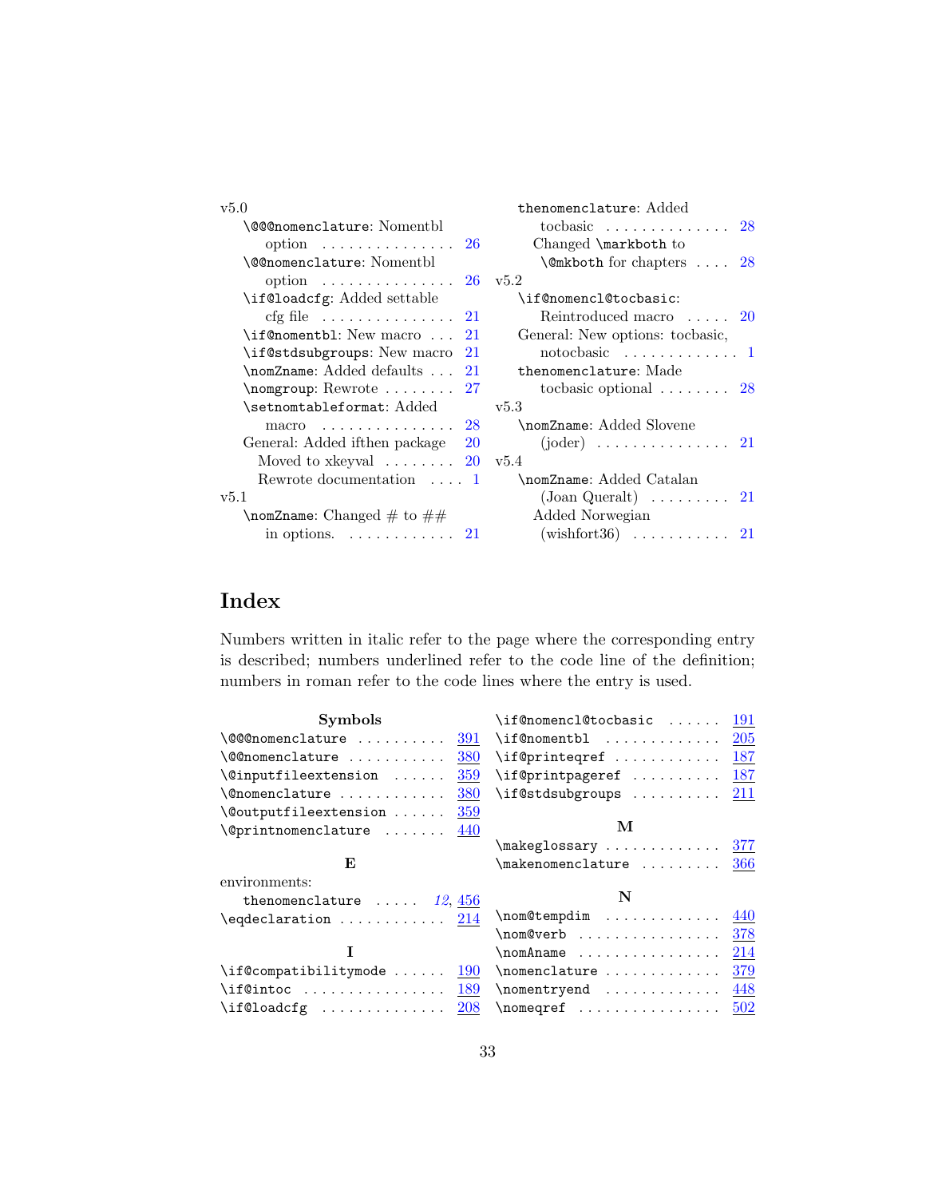v5.0

- `\@@@nomenclature`: Nomentbl option . . . . . . . . . . . . . . . 26
- `\@@nomenclature`: Nomentbl option . . . . . . . . . . . . . . . 26
- `\if@loadcfg`: Added settable cfg file . . . . . . . . . . . . . . . 21
- `\if@nomentbl`: New macro . . . 21
- `\if@stdsubgroups`: New macro 21
- `\nomZname`: Added defaults . . . 21
- `\nomgroup`: Rewrote . . . . . . . . 27
- `\setnomtableformat`: Added macro . . . . . . . . . . . . . . . 28
- General: Added ifthen package 20
  - Moved to xkeyval . . . . . . . . 20
  - Rewrote documentation . . . . 1

v5.1

- `\nomZname`: Changed # to ## in options. . . . . . . . . . . . . 21
- `thenomenclature`: Added tocbasic . . . . . . . . . . . . . . 28
  - Changed `\markboth` to `\@mkboth` for chapters . . . . 28

v5.2

- `\if@nomencl@tocbasic`: Reintroduced macro . . . . . 20
- General: New options: tocbasic, notocbasic . . . . . . . . . . . . . 1
- `thenomenclature`: Made tocbasic optional . . . . . . . . 28

v5.3

- `\nomZname`: Added Slovene (joder) . . . . . . . . . . . . . . . 21

v5.4

- `\nomZname`: Added Catalan (Joan Queralt) . . . . . . . . . 21
  - Added Norwegian (wishfort36) . . . . . . . . . . . 21

# Index

Numbers written in italic refer to the page where the corresponding entry is described; numbers underlined refer to the code line of the definition; numbers in roman refer to the code lines where the entry is used.

**Symbols**

- `\@@@nomenclature` . . . . . . . . . . 391
- `\@@nomenclature` . . . . . . . . . . . 380
- `\@inputfileextension` . . . . . . 359
- `\@nomenclature` . . . . . . . . . . . . 380
- `\@outputfileextension` . . . . . . 359
- `\@printnomenclature` . . . . . . . 440

**E**

- environments:
  - `thenomenclature` . . . . . *12*, 456
- `\eqdeclaration` . . . . . . . . . . . . 214

**I**

- `\if@compatibilitymode` . . . . . . 190
- `\if@intoc` . . . . . . . . . . . . . . . . 189
- `\if@loadcfg` . . . . . . . . . . . . . . 208
- `\if@nomencl@tocbasic` . . . . . . 191
- `\if@nomentbl` . . . . . . . . . . . . . 205
- `\if@printeqref` . . . . . . . . . . . . 187
- `\if@printpageref` . . . . . . . . . . 187
- `\if@stdsubgroups` . . . . . . . . . . 211

**M**

- `\makeglossary` . . . . . . . . . . . . . 377
- `\makenomenclature` . . . . . . . . . 366

**N**

- `\nom@tempdim` . . . . . . . . . . . . . 440
- `\nom@verb` . . . . . . . . . . . . . . . . 378
- `\nomAname` . . . . . . . . . . . . . . . . 214
- `\nomenclature` . . . . . . . . . . . . . 379
- `\nomentryend` . . . . . . . . . . . . . 448
- `\nomeqref` . . . . . . . . . . . . . . . . 502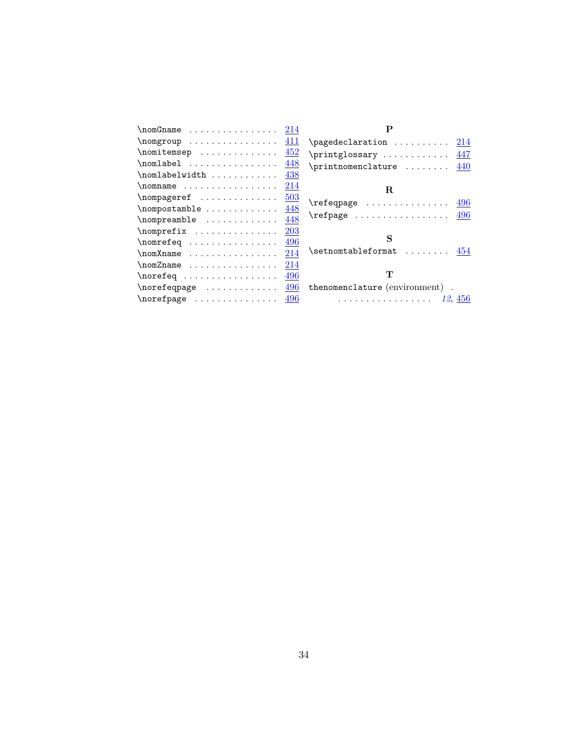\nomGname . . . . . . . . . . . . . . . . 214
\nomgroup . . . . . . . . . . . . . . . . 411
\nomitemsep . . . . . . . . . . . . . . 452
\nomlabel . . . . . . . . . . . . . . . . 448
\nomlabelwidth . . . . . . . . . . . . 438
\nomname . . . . . . . . . . . . . . . . . 214
\nompageref . . . . . . . . . . . . . . 503
\nompostamble . . . . . . . . . . . . . 448
\nompreamble . . . . . . . . . . . . . 448
\nomprefix . . . . . . . . . . . . . . . 203
\nomrefeq . . . . . . . . . . . . . . . . 496
\nomXname . . . . . . . . . . . . . . . . 214
\nomZname . . . . . . . . . . . . . . . . 214
\norefeq . . . . . . . . . . . . . . . . . 496
\norefeqpage . . . . . . . . . . . . . 496
\norefpage . . . . . . . . . . . . . . . 496

**P**

\pagedeclaration . . . . . . . . . . 214
\printglossary . . . . . . . . . . . . 447
\printnomenclature . . . . . . . . 440

**R**

\refeqpage . . . . . . . . . . . . . . . 496
\refpage . . . . . . . . . . . . . . . . . 496

**S**

\setnomtableformat . . . . . . . . 454

**T**

thenomenclature (environment) . . . . . . . . . . . . . . . . . . . *12*, 456